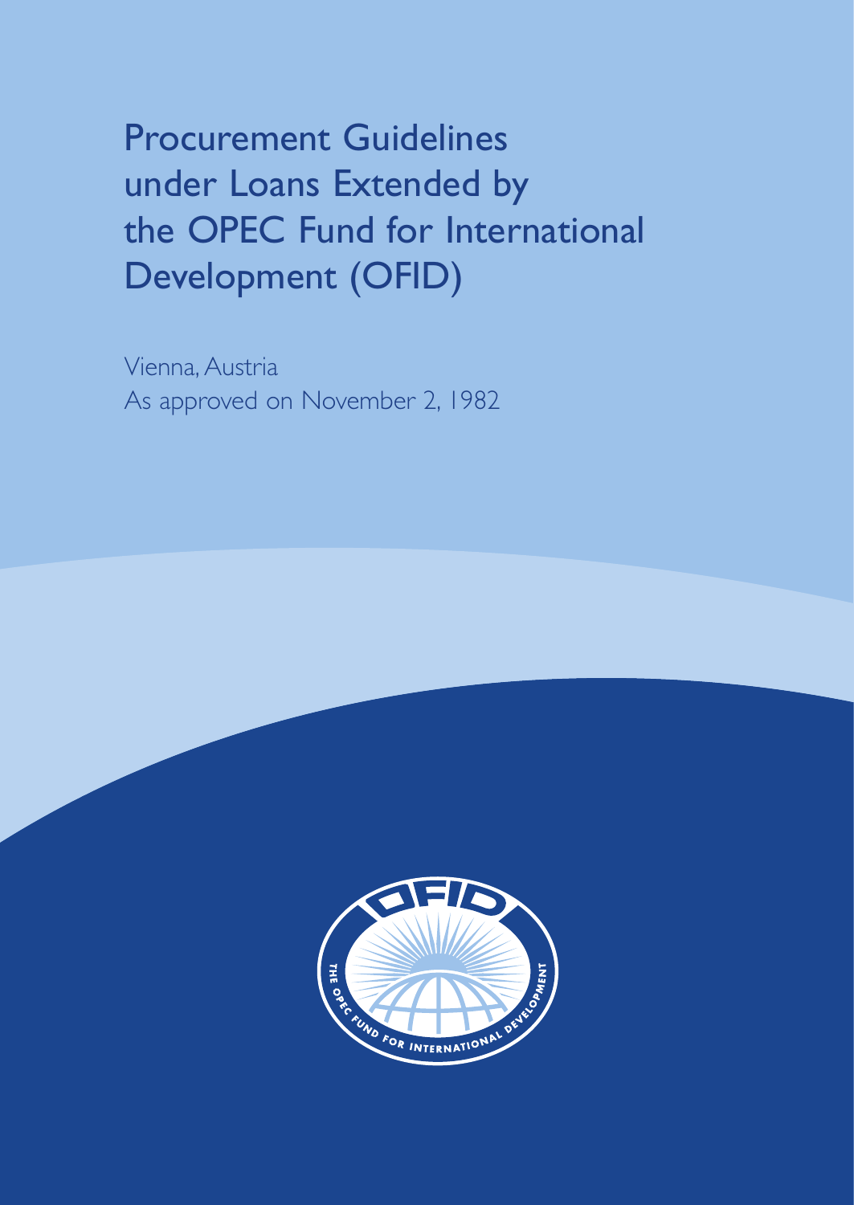# Procurement Guidelines under Loans Extended by the OPEC Fund for International Development (OFID)

Vienna, Austria

As approved on November 2, 1982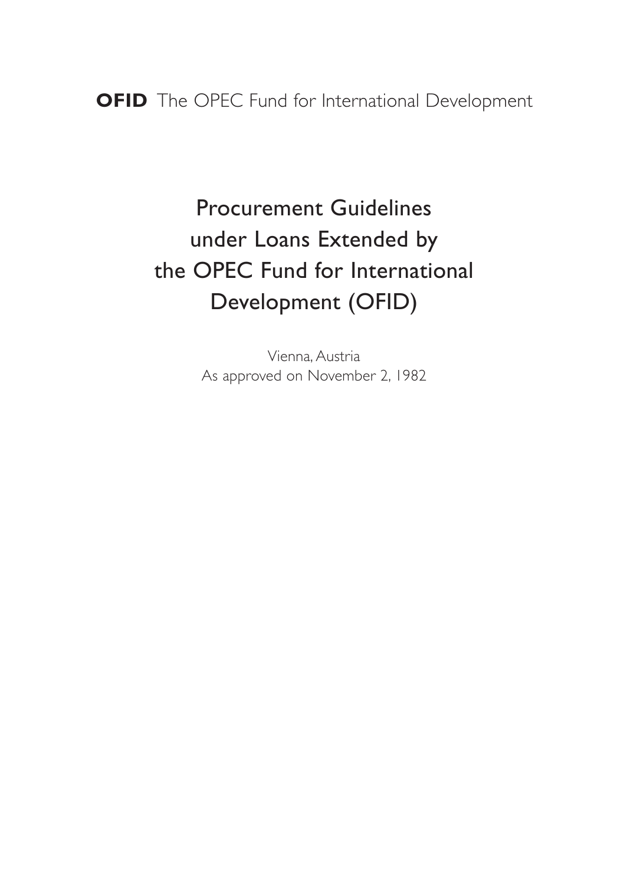**OFID** The OPEC Fund for International Development

# Procurement Guidelines under Loans Extended by the OPEC Fund for International Development (OFID)

Vienna, Austria
As approved on November 2, 1982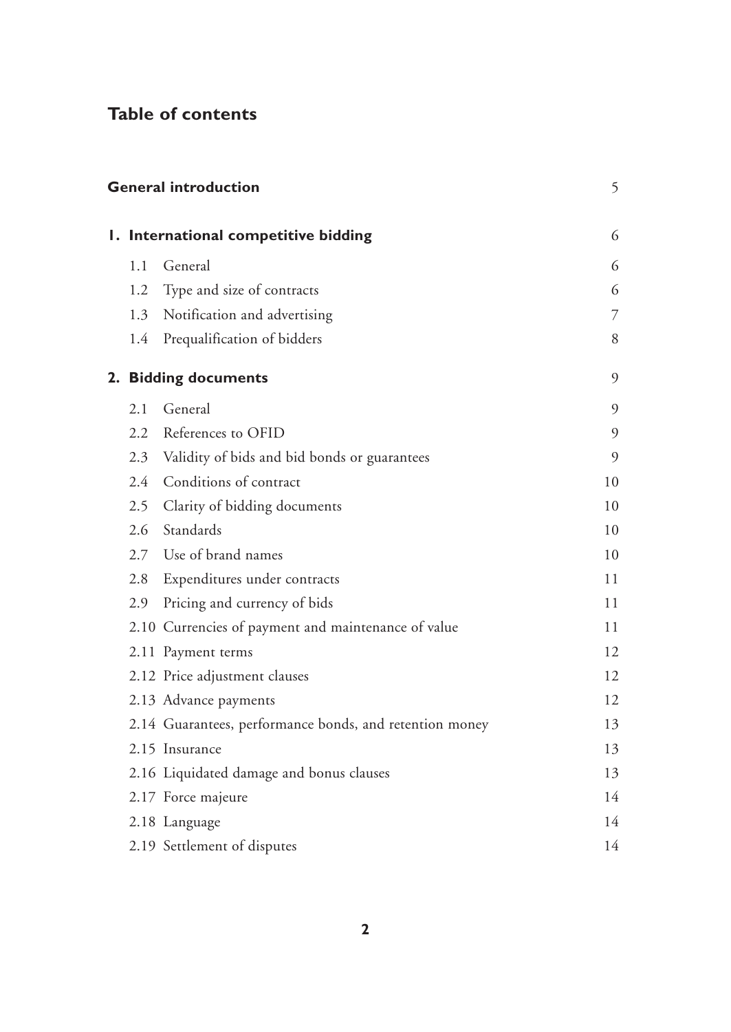# Table of contents

| | |
|---|---|
| **General introduction** | 5 |
| **1. International competitive bidding** | 6 |
| 1.1 General | 6 |
| 1.2 Type and size of contracts | 6 |
| 1.3 Notification and advertising | 7 |
| 1.4 Prequalification of bidders | 8 |
| **2. Bidding documents** | 9 |
| 2.1 General | 9 |
| 2.2 References to OFID | 9 |
| 2.3 Validity of bids and bid bonds or guarantees | 9 |
| 2.4 Conditions of contract | 10 |
| 2.5 Clarity of bidding documents | 10 |
| 2.6 Standards | 10 |
| 2.7 Use of brand names | 10 |
| 2.8 Expenditures under contracts | 11 |
| 2.9 Pricing and currency of bids | 11 |
| 2.10 Currencies of payment and maintenance of value | 11 |
| 2.11 Payment terms | 12 |
| 2.12 Price adjustment clauses | 12 |
| 2.13 Advance payments | 12 |
| 2.14 Guarantees, performance bonds, and retention money | 13 |
| 2.15 Insurance | 13 |
| 2.16 Liquidated damage and bonus clauses | 13 |
| 2.17 Force majeure | 14 |
| 2.18 Language | 14 |
| 2.19 Settlement of disputes | 14 |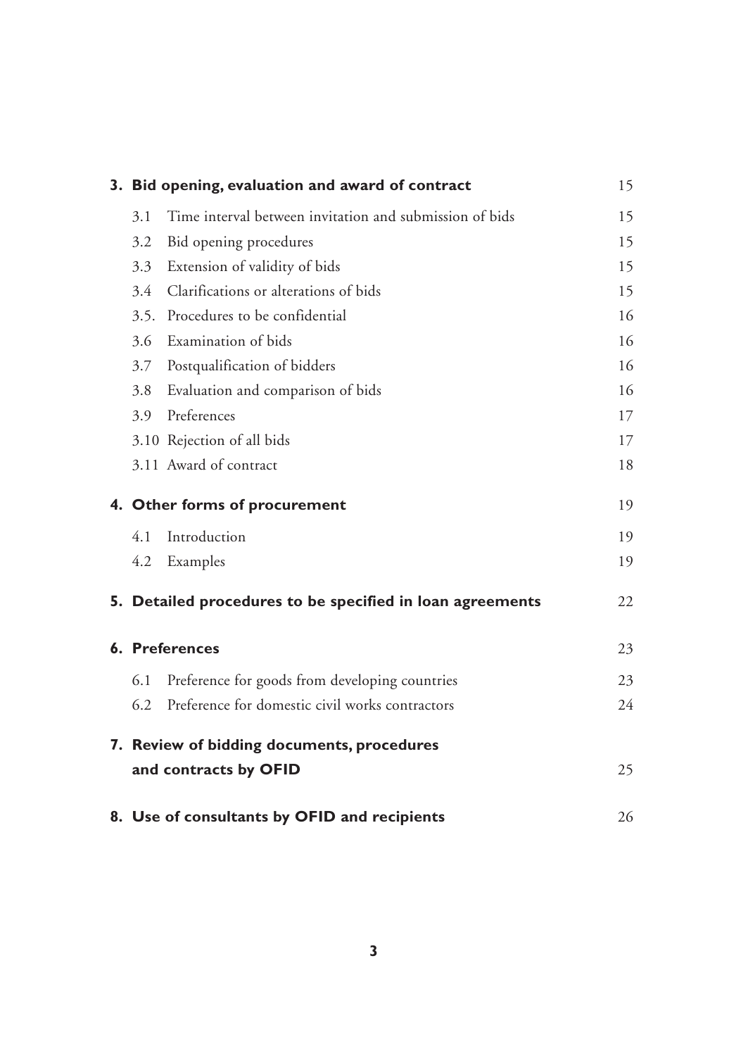**3. Bid opening, evaluation and award of contract** 15

3.1 Time interval between invitation and submission of bids 15

3.2 Bid opening procedures 15

3.3 Extension of validity of bids 15

3.4 Clarifications or alterations of bids 15

3.5. Procedures to be confidential 16

3.6 Examination of bids 16

3.7 Postqualification of bidders 16

3.8 Evaluation and comparison of bids 16

3.9 Preferences 17

3.10 Rejection of all bids 17

3.11 Award of contract 18

**4. Other forms of procurement** 19

4.1 Introduction 19

4.2 Examples 19

**5. Detailed procedures to be specified in loan agreements** 22

**6. Preferences** 23

6.1 Preference for goods from developing countries 23

6.2 Preference for domestic civil works contractors 24

**7. Review of bidding documents, procedures and contracts by OFID** 25

**8. Use of consultants by OFID and recipients** 26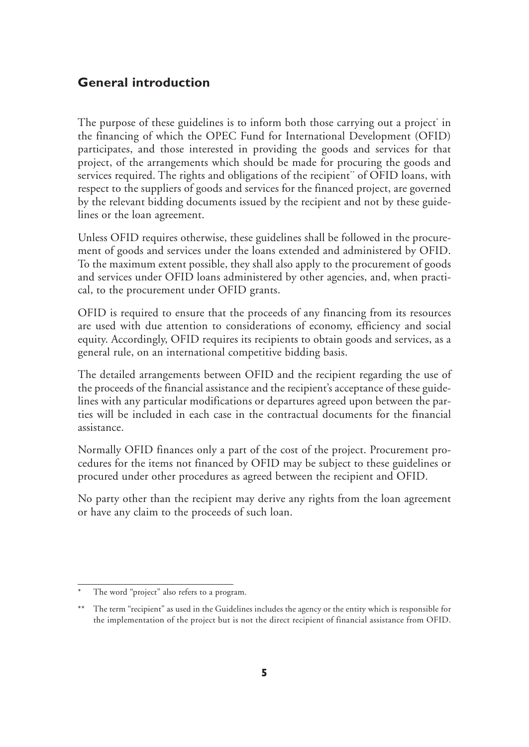## General introduction

The purpose of these guidelines is to inform both those carrying out a project* in the financing of which the OPEC Fund for International Development (OFID) participates, and those interested in providing the goods and services for that project, of the arrangements which should be made for procuring the goods and services required. The rights and obligations of the recipient** of OFID loans, with respect to the suppliers of goods and services for the financed project, are governed by the relevant bidding documents issued by the recipient and not by these guidelines or the loan agreement.

Unless OFID requires otherwise, these guidelines shall be followed in the procurement of goods and services under the loans extended and administered by OFID. To the maximum extent possible, they shall also apply to the procurement of goods and services under OFID loans administered by other agencies, and, when practical, to the procurement under OFID grants.

OFID is required to ensure that the proceeds of any financing from its resources are used with due attention to considerations of economy, efficiency and social equity. Accordingly, OFID requires its recipients to obtain goods and services, as a general rule, on an international competitive bidding basis.

The detailed arrangements between OFID and the recipient regarding the use of the proceeds of the financial assistance and the recipient's acceptance of these guidelines with any particular modifications or departures agreed upon between the parties will be included in each case in the contractual documents for the financial assistance.

Normally OFID finances only a part of the cost of the project. Procurement procedures for the items not financed by OFID may be subject to these guidelines or procured under other procedures as agreed between the recipient and OFID.

No party other than the recipient may derive any rights from the loan agreement or have any claim to the proceeds of such loan.

---

\* The word "project" also refers to a program.

\*\* The term "recipient" as used in the Guidelines includes the agency or the entity which is responsible for the implementation of the project but is not the direct recipient of financial assistance from OFID.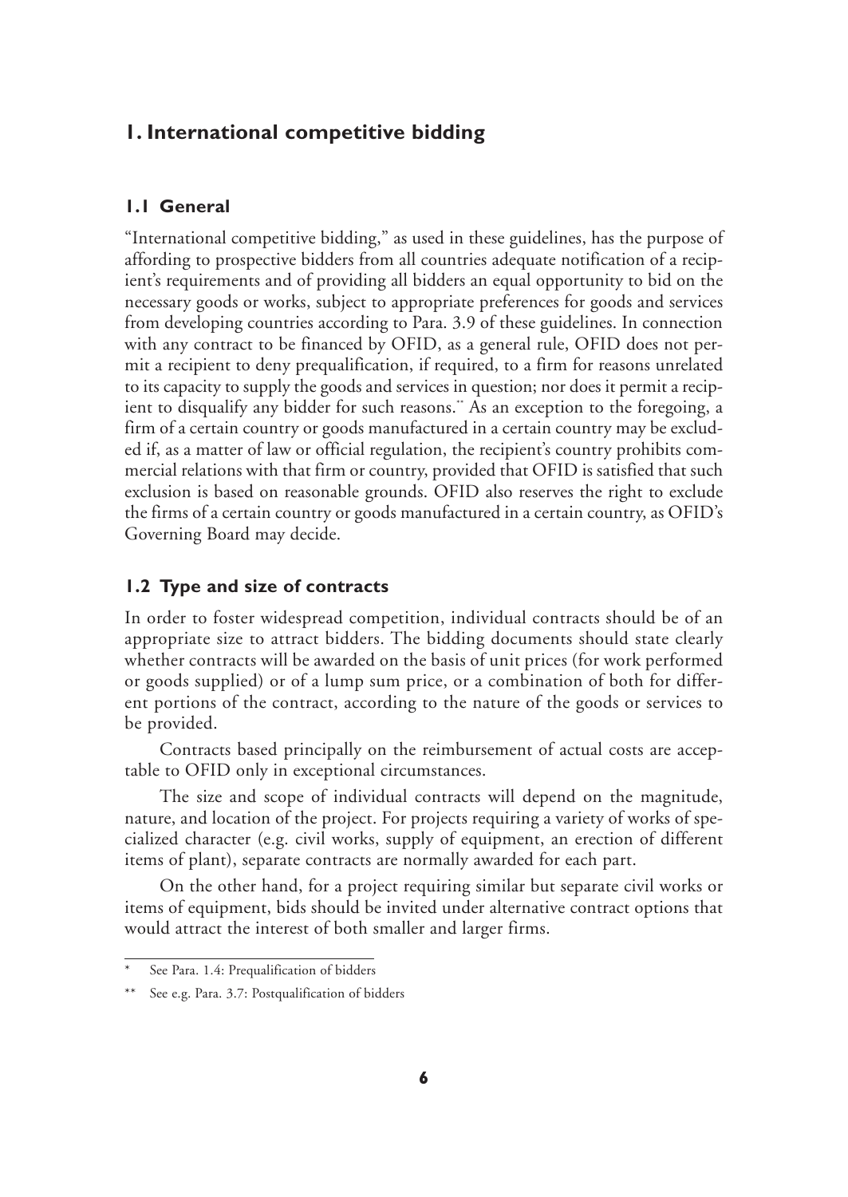# 1. International competitive bidding

## 1.1 General

"International competitive bidding," as used in these guidelines, has the purpose of affording to prospective bidders from all countries adequate notification of a recipient's requirements and of providing all bidders an equal opportunity to bid on the necessary goods or works, subject to appropriate preferences for goods and services from developing countries according to Para. 3.9 of these guidelines. In connection with any contract to be financed by OFID, as a general rule, OFID does not permit a recipient to deny prequalification, if required, to a firm for reasons unrelated to its capacity to supply the goods and services in question; nor does it permit a recipient to disqualify any bidder for such reasons.[**] As an exception to the foregoing, a firm of a certain country or goods manufactured in a certain country may be excluded if, as a matter of law or official regulation, the recipient's country prohibits commercial relations with that firm or country, provided that OFID is satisfied that such exclusion is based on reasonable grounds. OFID also reserves the right to exclude the firms of a certain country or goods manufactured in a certain country, as OFID's Governing Board may decide.

## 1.2 Type and size of contracts

In order to foster widespread competition, individual contracts should be of an appropriate size to attract bidders. The bidding documents should state clearly whether contracts will be awarded on the basis of unit prices (for work performed or goods supplied) or of a lump sum price, or a combination of both for different portions of the contract, according to the nature of the goods or services to be provided.

Contracts based principally on the reimbursement of actual costs are acceptable to OFID only in exceptional circumstances.

The size and scope of individual contracts will depend on the magnitude, nature, and location of the project. For projects requiring a variety of works of specialized character (e.g. civil works, supply of equipment, an erection of different items of plant), separate contracts are normally awarded for each part.

On the other hand, for a project requiring similar but separate civil works or items of equipment, bids should be invited under alternative contract options that would attract the interest of both smaller and larger firms.

---

[*] See Para. 1.4: Prequalification of bidders

[**] See e.g. Para. 3.7: Postqualification of bidders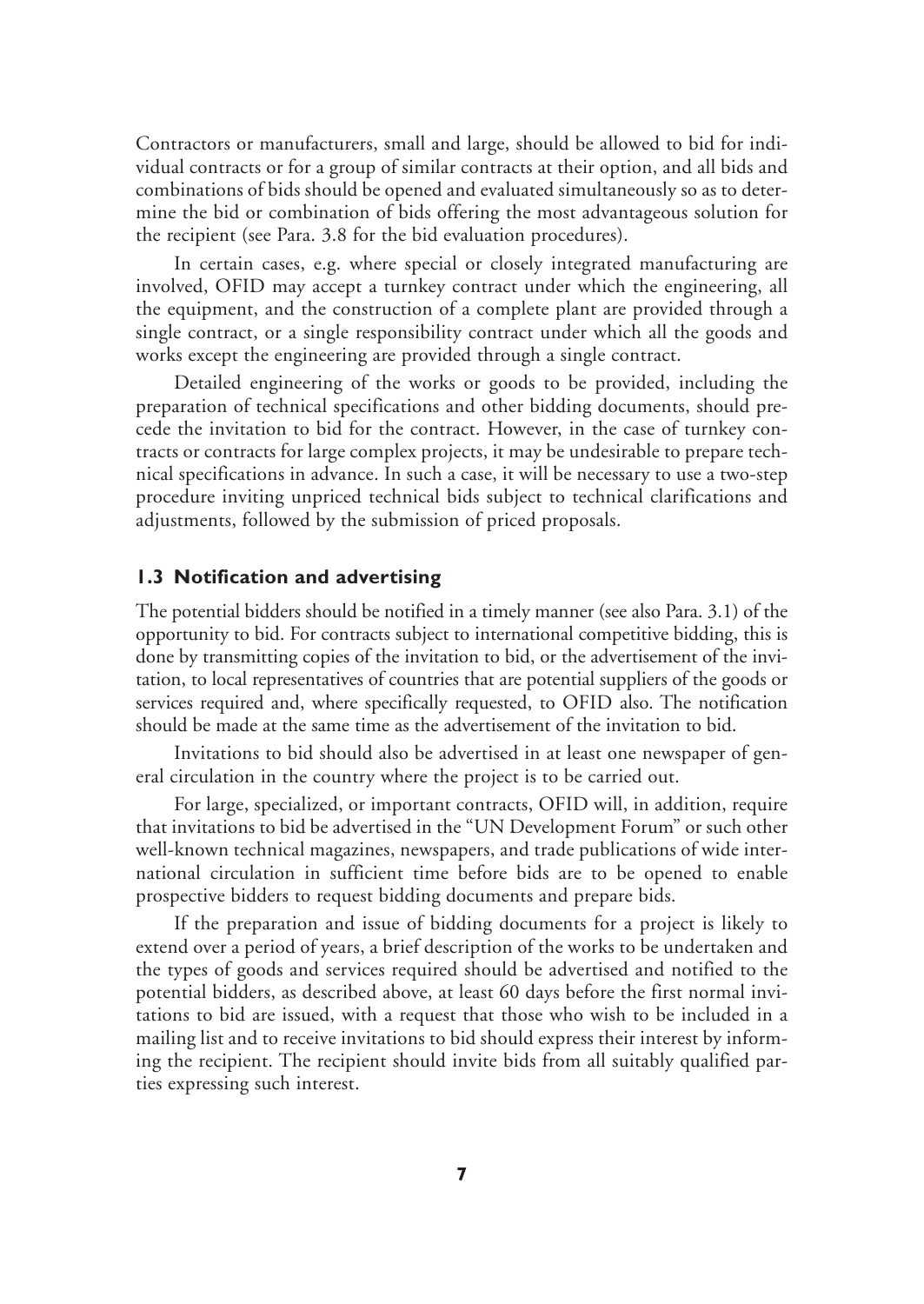Contractors or manufacturers, small and large, should be allowed to bid for individual contracts or for a group of similar contracts at their option, and all bids and combinations of bids should be opened and evaluated simultaneously so as to determine the bid or combination of bids offering the most advantageous solution for the recipient (see Para. 3.8 for the bid evaluation procedures).

In certain cases, e.g. where special or closely integrated manufacturing are involved, OFID may accept a turnkey contract under which the engineering, all the equipment, and the construction of a complete plant are provided through a single contract, or a single responsibility contract under which all the goods and works except the engineering are provided through a single contract.

Detailed engineering of the works or goods to be provided, including the preparation of technical specifications and other bidding documents, should precede the invitation to bid for the contract. However, in the case of turnkey contracts or contracts for large complex projects, it may be undesirable to prepare technical specifications in advance. In such a case, it will be necessary to use a two-step procedure inviting unpriced technical bids subject to technical clarifications and adjustments, followed by the submission of priced proposals.

### 1.3 Notification and advertising

The potential bidders should be notified in a timely manner (see also Para. 3.1) of the opportunity to bid. For contracts subject to international competitive bidding, this is done by transmitting copies of the invitation to bid, or the advertisement of the invitation, to local representatives of countries that are potential suppliers of the goods or services required and, where specifically requested, to OFID also. The notification should be made at the same time as the advertisement of the invitation to bid.

Invitations to bid should also be advertised in at least one newspaper of general circulation in the country where the project is to be carried out.

For large, specialized, or important contracts, OFID will, in addition, require that invitations to bid be advertised in the "UN Development Forum" or such other well-known technical magazines, newspapers, and trade publications of wide international circulation in sufficient time before bids are to be opened to enable prospective bidders to request bidding documents and prepare bids.

If the preparation and issue of bidding documents for a project is likely to extend over a period of years, a brief description of the works to be undertaken and the types of goods and services required should be advertised and notified to the potential bidders, as described above, at least 60 days before the first normal invitations to bid are issued, with a request that those who wish to be included in a mailing list and to receive invitations to bid should express their interest by informing the recipient. The recipient should invite bids from all suitably qualified parties expressing such interest.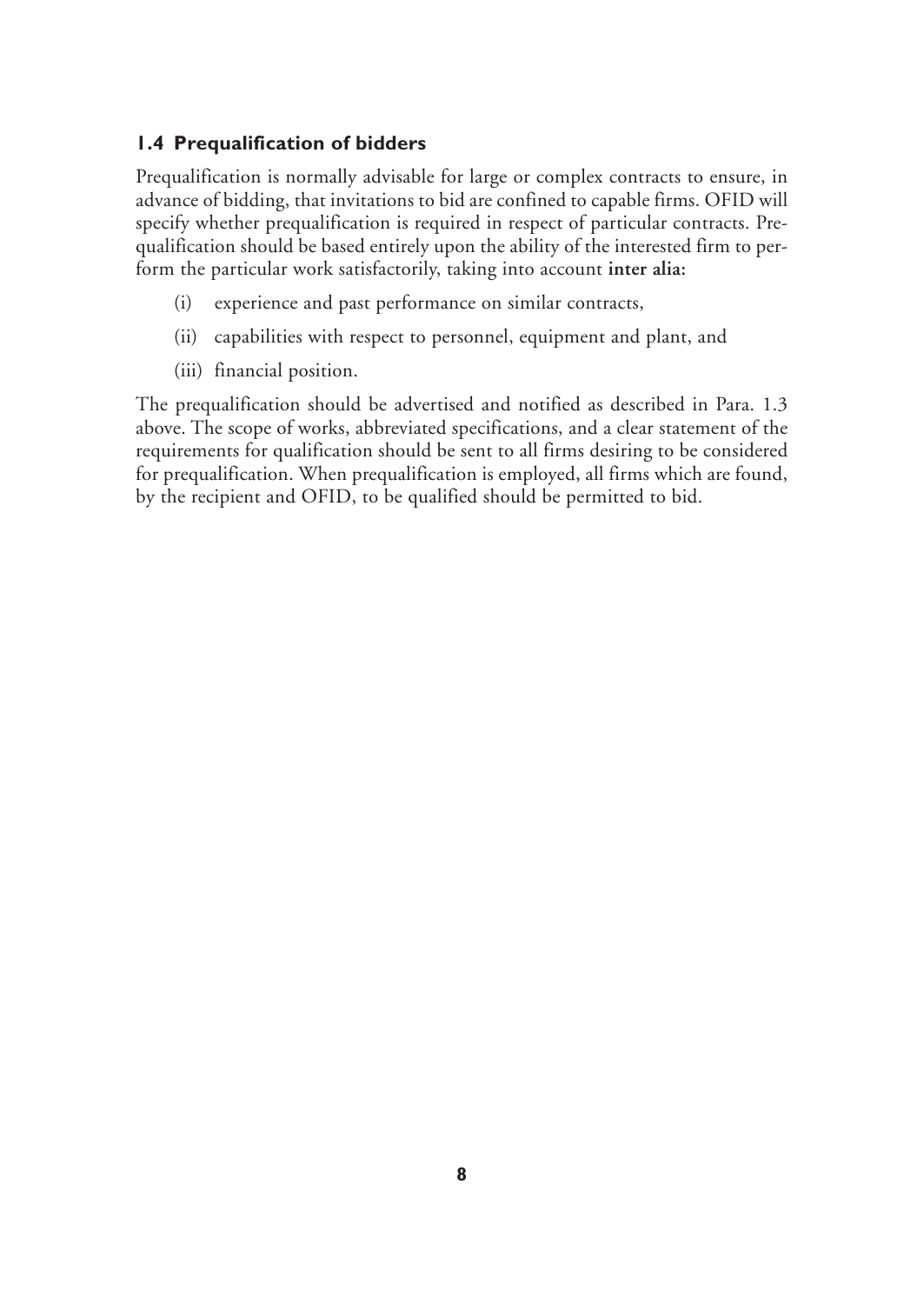### 1.4 Prequalification of bidders

Prequalification is normally advisable for large or complex contracts to ensure, in advance of bidding, that invitations to bid are confined to capable firms. OFID will specify whether prequalification is required in respect of particular contracts. Prequalification should be based entirely upon the ability of the interested firm to perform the particular work satisfactorily, taking into account **inter alia:**

(i) experience and past performance on similar contracts,

(ii) capabilities with respect to personnel, equipment and plant, and

(iii) financial position.

The prequalification should be advertised and notified as described in Para. 1.3 above. The scope of works, abbreviated specifications, and a clear statement of the requirements for qualification should be sent to all firms desiring to be considered for prequalification. When prequalification is employed, all firms which are found, by the recipient and OFID, to be qualified should be permitted to bid.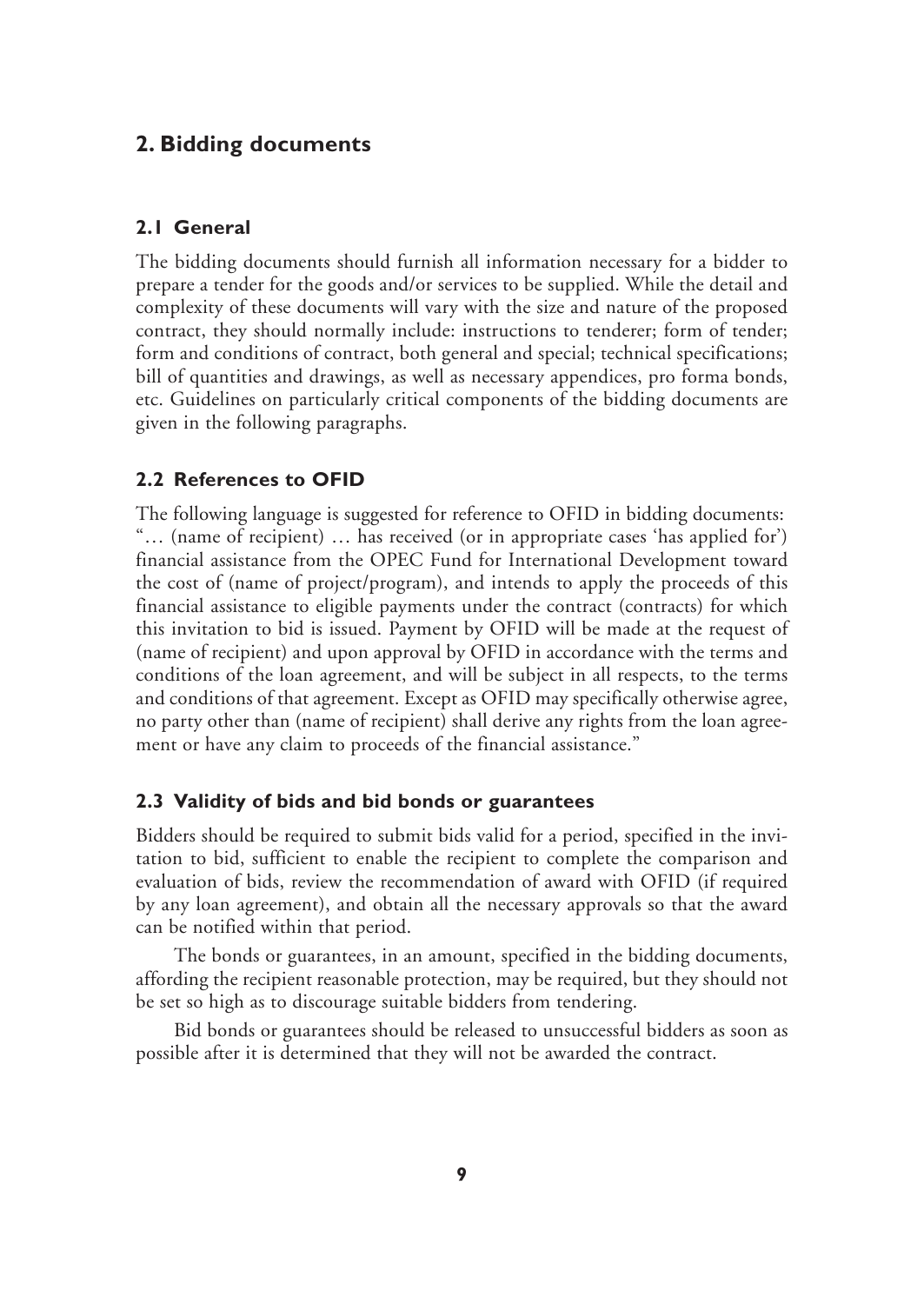## 2. Bidding documents

### 2.1 General

The bidding documents should furnish all information necessary for a bidder to prepare a tender for the goods and/or services to be supplied. While the detail and complexity of these documents will vary with the size and nature of the proposed contract, they should normally include: instructions to tenderer; form of tender; form and conditions of contract, both general and special; technical specifications; bill of quantities and drawings, as well as necessary appendices, pro forma bonds, etc. Guidelines on particularly critical components of the bidding documents are given in the following paragraphs.

### 2.2 References to OFID

The following language is suggested for reference to OFID in bidding documents: "… (name of recipient) … has received (or in appropriate cases 'has applied for') financial assistance from the OPEC Fund for International Development toward the cost of (name of project/program), and intends to apply the proceeds of this financial assistance to eligible payments under the contract (contracts) for which this invitation to bid is issued. Payment by OFID will be made at the request of (name of recipient) and upon approval by OFID in accordance with the terms and conditions of the loan agreement, and will be subject in all respects, to the terms and conditions of that agreement. Except as OFID may specifically otherwise agree, no party other than (name of recipient) shall derive any rights from the loan agreement or have any claim to proceeds of the financial assistance."

### 2.3 Validity of bids and bid bonds or guarantees

Bidders should be required to submit bids valid for a period, specified in the invitation to bid, sufficient to enable the recipient to complete the comparison and evaluation of bids, review the recommendation of award with OFID (if required by any loan agreement), and obtain all the necessary approvals so that the award can be notified within that period.

The bonds or guarantees, in an amount, specified in the bidding documents, affording the recipient reasonable protection, may be required, but they should not be set so high as to discourage suitable bidders from tendering.

Bid bonds or guarantees should be released to unsuccessful bidders as soon as possible after it is determined that they will not be awarded the contract.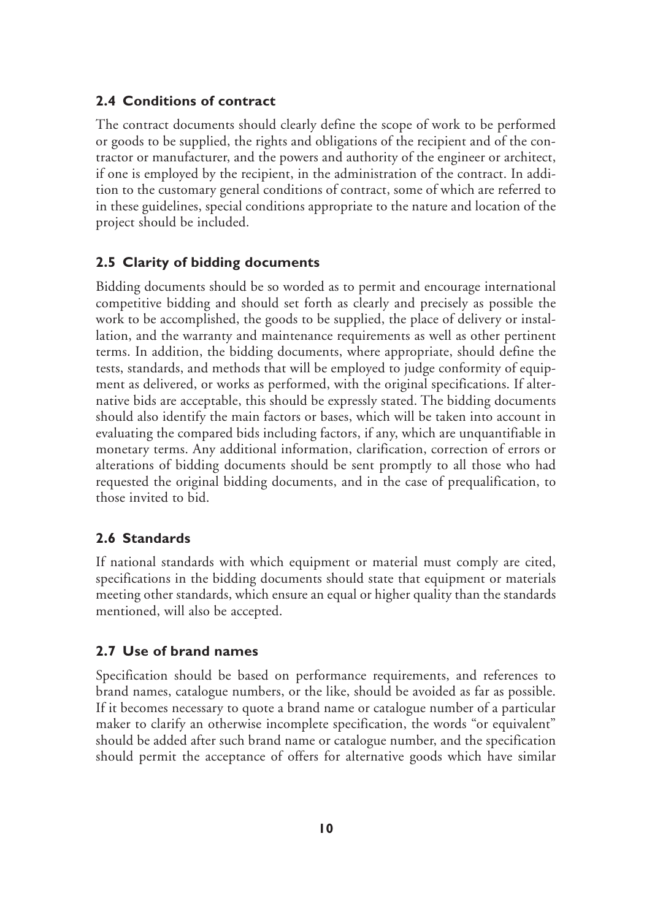## 2.4 Conditions of contract

The contract documents should clearly define the scope of work to be performed or goods to be supplied, the rights and obligations of the recipient and of the contractor or manufacturer, and the powers and authority of the engineer or architect, if one is employed by the recipient, in the administration of the contract. In addition to the customary general conditions of contract, some of which are referred to in these guidelines, special conditions appropriate to the nature and location of the project should be included.

## 2.5 Clarity of bidding documents

Bidding documents should be so worded as to permit and encourage international competitive bidding and should set forth as clearly and precisely as possible the work to be accomplished, the goods to be supplied, the place of delivery or installation, and the warranty and maintenance requirements as well as other pertinent terms. In addition, the bidding documents, where appropriate, should define the tests, standards, and methods that will be employed to judge conformity of equipment as delivered, or works as performed, with the original specifications. If alternative bids are acceptable, this should be expressly stated. The bidding documents should also identify the main factors or bases, which will be taken into account in evaluating the compared bids including factors, if any, which are unquantifiable in monetary terms. Any additional information, clarification, correction of errors or alterations of bidding documents should be sent promptly to all those who had requested the original bidding documents, and in the case of prequalification, to those invited to bid.

## 2.6 Standards

If national standards with which equipment or material must comply are cited, specifications in the bidding documents should state that equipment or materials meeting other standards, which ensure an equal or higher quality than the standards mentioned, will also be accepted.

## 2.7 Use of brand names

Specification should be based on performance requirements, and references to brand names, catalogue numbers, or the like, should be avoided as far as possible. If it becomes necessary to quote a brand name or catalogue number of a particular maker to clarify an otherwise incomplete specification, the words "or equivalent" should be added after such brand name or catalogue number, and the specification should permit the acceptance of offers for alternative goods which have similar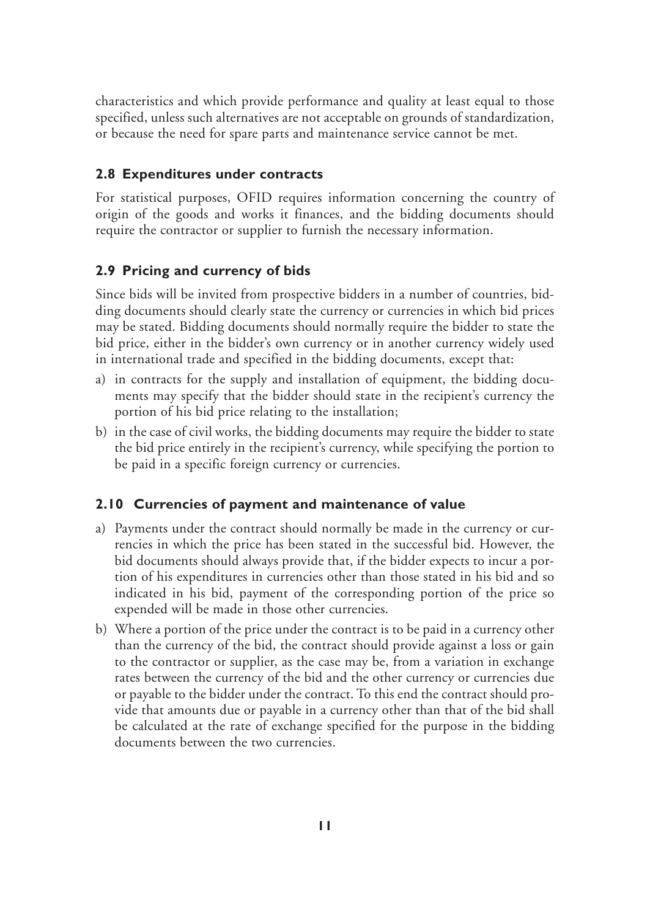characteristics and which provide performance and quality at least equal to those specified, unless such alternatives are not acceptable on grounds of standardization, or because the need for spare parts and maintenance service cannot be met.

### 2.8 Expenditures under contracts

For statistical purposes, OFID requires information concerning the country of origin of the goods and works it finances, and the bidding documents should require the contractor or supplier to furnish the necessary information.

### 2.9 Pricing and currency of bids

Since bids will be invited from prospective bidders in a number of countries, bidding documents should clearly state the currency or currencies in which bid prices may be stated. Bidding documents should normally require the bidder to state the bid price, either in the bidder's own currency or in another currency widely used in international trade and specified in the bidding documents, except that:

a) in contracts for the supply and installation of equipment, the bidding documents may specify that the bidder should state in the recipient's currency the portion of his bid price relating to the installation;
b) in the case of civil works, the bidding documents may require the bidder to state the bid price entirely in the recipient's currency, while specifying the portion to be paid in a specific foreign currency or currencies.

### 2.10 Currencies of payment and maintenance of value

a) Payments under the contract should normally be made in the currency or currencies in which the price has been stated in the successful bid. However, the bid documents should always provide that, if the bidder expects to incur a portion of his expenditures in currencies other than those stated in his bid and so indicated in his bid, payment of the corresponding portion of the price so expended will be made in those other currencies.
b) Where a portion of the price under the contract is to be paid in a currency other than the currency of the bid, the contract should provide against a loss or gain to the contractor or supplier, as the case may be, from a variation in exchange rates between the currency of the bid and the other currency or currencies due or payable to the bidder under the contract. To this end the contract should provide that amounts due or payable in a currency other than that of the bid shall be calculated at the rate of exchange specified for the purpose in the bidding documents between the two currencies.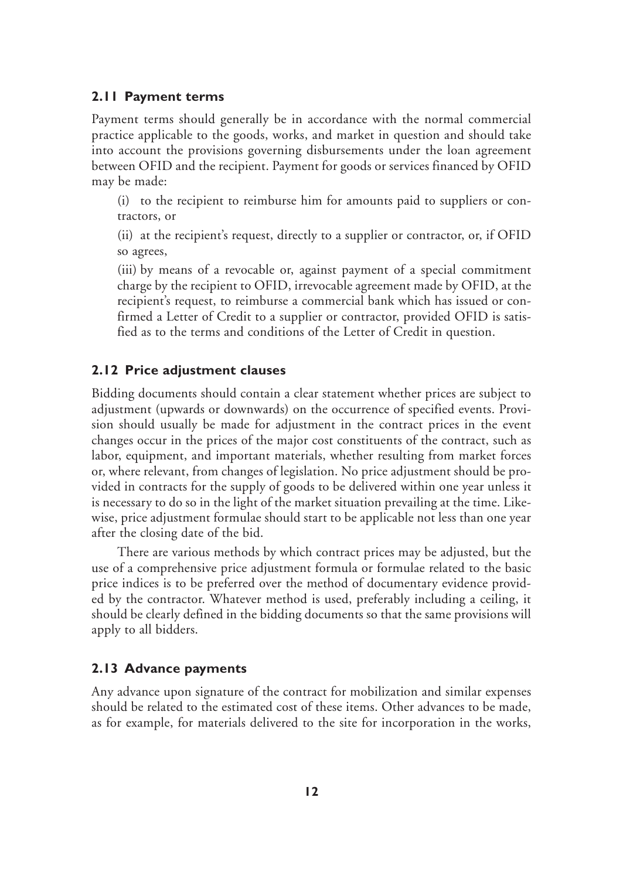### 2.11 Payment terms

Payment terms should generally be in accordance with the normal commercial practice applicable to the goods, works, and market in question and should take into account the provisions governing disbursements under the loan agreement between OFID and the recipient. Payment for goods or services financed by OFID may be made:

(i) to the recipient to reimburse him for amounts paid to suppliers or contractors, or

(ii) at the recipient's request, directly to a supplier or contractor, or, if OFID so agrees,

(iii) by means of a revocable or, against payment of a special commitment charge by the recipient to OFID, irrevocable agreement made by OFID, at the recipient's request, to reimburse a commercial bank which has issued or confirmed a Letter of Credit to a supplier or contractor, provided OFID is satisfied as to the terms and conditions of the Letter of Credit in question.

### 2.12 Price adjustment clauses

Bidding documents should contain a clear statement whether prices are subject to adjustment (upwards or downwards) on the occurrence of specified events. Provision should usually be made for adjustment in the contract prices in the event changes occur in the prices of the major cost constituents of the contract, such as labor, equipment, and important materials, whether resulting from market forces or, where relevant, from changes of legislation. No price adjustment should be provided in contracts for the supply of goods to be delivered within one year unless it is necessary to do so in the light of the market situation prevailing at the time. Likewise, price adjustment formulae should start to be applicable not less than one year after the closing date of the bid.

There are various methods by which contract prices may be adjusted, but the use of a comprehensive price adjustment formula or formulae related to the basic price indices is to be preferred over the method of documentary evidence provided by the contractor. Whatever method is used, preferably including a ceiling, it should be clearly defined in the bidding documents so that the same provisions will apply to all bidders.

### 2.13 Advance payments

Any advance upon signature of the contract for mobilization and similar expenses should be related to the estimated cost of these items. Other advances to be made, as for example, for materials delivered to the site for incorporation in the works,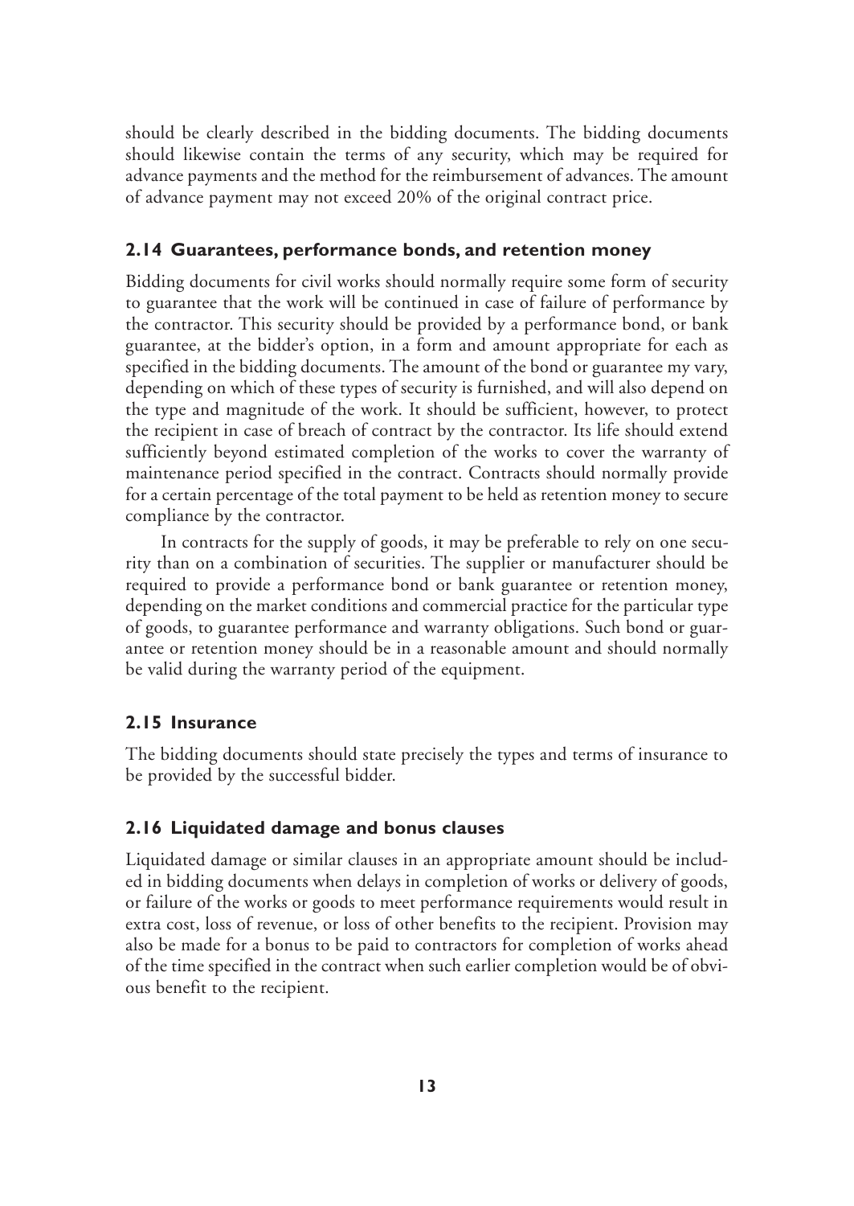should be clearly described in the bidding documents. The bidding documents should likewise contain the terms of any security, which may be required for advance payments and the method for the reimbursement of advances. The amount of advance payment may not exceed 20% of the original contract price.

### 2.14 Guarantees, performance bonds, and retention money

Bidding documents for civil works should normally require some form of security to guarantee that the work will be continued in case of failure of performance by the contractor. This security should be provided by a performance bond, or bank guarantee, at the bidder's option, in a form and amount appropriate for each as specified in the bidding documents. The amount of the bond or guarantee my vary, depending on which of these types of security is furnished, and will also depend on the type and magnitude of the work. It should be sufficient, however, to protect the recipient in case of breach of contract by the contractor. Its life should extend sufficiently beyond estimated completion of the works to cover the warranty of maintenance period specified in the contract. Contracts should normally provide for a certain percentage of the total payment to be held as retention money to secure compliance by the contractor.

In contracts for the supply of goods, it may be preferable to rely on one security than on a combination of securities. The supplier or manufacturer should be required to provide a performance bond or bank guarantee or retention money, depending on the market conditions and commercial practice for the particular type of goods, to guarantee performance and warranty obligations. Such bond or guarantee or retention money should be in a reasonable amount and should normally be valid during the warranty period of the equipment.

### 2.15 Insurance

The bidding documents should state precisely the types and terms of insurance to be provided by the successful bidder.

### 2.16 Liquidated damage and bonus clauses

Liquidated damage or similar clauses in an appropriate amount should be included in bidding documents when delays in completion of works or delivery of goods, or failure of the works or goods to meet performance requirements would result in extra cost, loss of revenue, or loss of other benefits to the recipient. Provision may also be made for a bonus to be paid to contractors for completion of works ahead of the time specified in the contract when such earlier completion would be of obvious benefit to the recipient.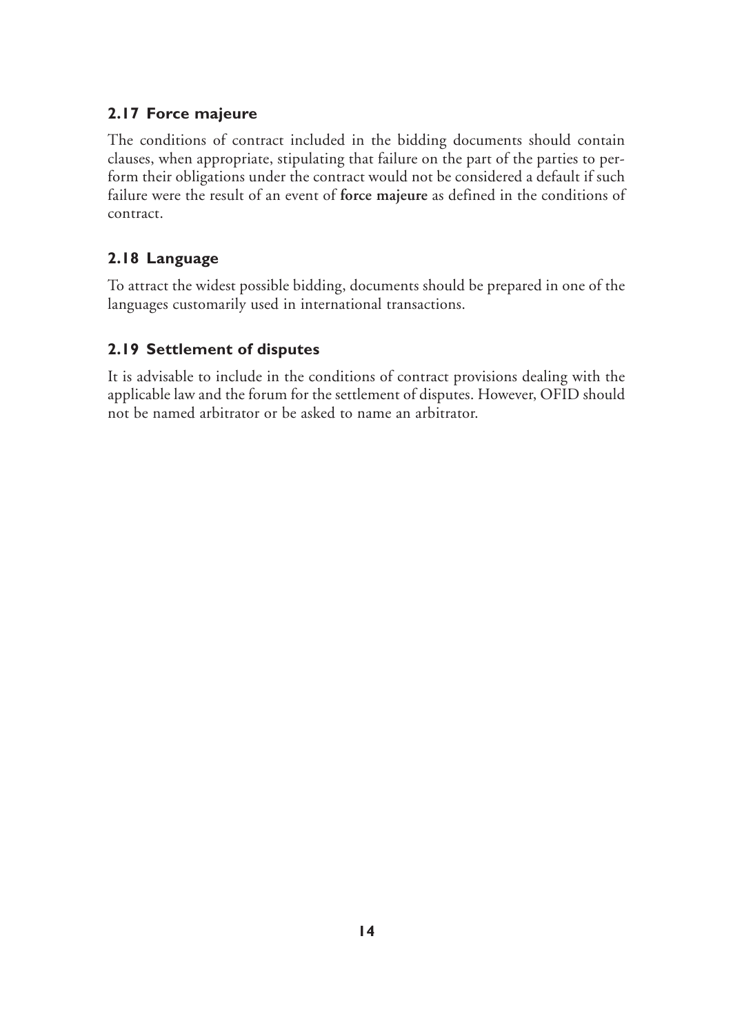### 2.17 Force majeure

The conditions of contract included in the bidding documents should contain clauses, when appropriate, stipulating that failure on the part of the parties to perform their obligations under the contract would not be considered a default if such failure were the result of an event of **force majeure** as defined in the conditions of contract.

### 2.18 Language

To attract the widest possible bidding, documents should be prepared in one of the languages customarily used in international transactions.

### 2.19 Settlement of disputes

It is advisable to include in the conditions of contract provisions dealing with the applicable law and the forum for the settlement of disputes. However, OFID should not be named arbitrator or be asked to name an arbitrator.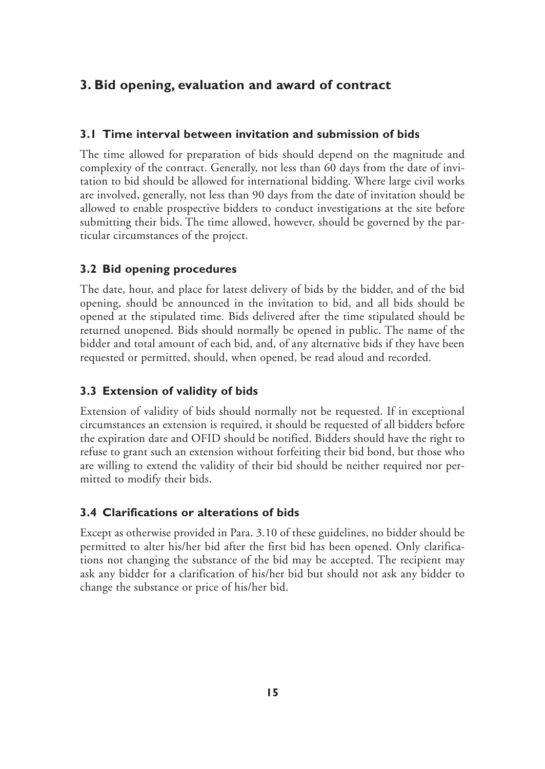## 3. Bid opening, evaluation and award of contract

### 3.1 Time interval between invitation and submission of bids

The time allowed for preparation of bids should depend on the magnitude and complexity of the contract. Generally, not less than 60 days from the date of invitation to bid should be allowed for international bidding. Where large civil works are involved, generally, not less than 90 days from the date of invitation should be allowed to enable prospective bidders to conduct investigations at the site before submitting their bids. The time allowed, however, should be governed by the particular circumstances of the project.

### 3.2 Bid opening procedures

The date, hour, and place for latest delivery of bids by the bidder, and of the bid opening, should be announced in the invitation to bid, and all bids should be opened at the stipulated time. Bids delivered after the time stipulated should be returned unopened. Bids should normally be opened in public. The name of the bidder and total amount of each bid, and, of any alternative bids if they have been requested or permitted, should, when opened, be read aloud and recorded.

### 3.3 Extension of validity of bids

Extension of validity of bids should normally not be requested. If in exceptional circumstances an extension is required, it should be requested of all bidders before the expiration date and OFID should be notified. Bidders should have the right to refuse to grant such an extension without forfeiting their bid bond, but those who are willing to extend the validity of their bid should be neither required nor permitted to modify their bids.

### 3.4 Clarifications or alterations of bids

Except as otherwise provided in Para. 3.10 of these guidelines, no bidder should be permitted to alter his/her bid after the first bid has been opened. Only clarifications not changing the substance of the bid may be accepted. The recipient may ask any bidder for a clarification of his/her bid but should not ask any bidder to change the substance or price of his/her bid.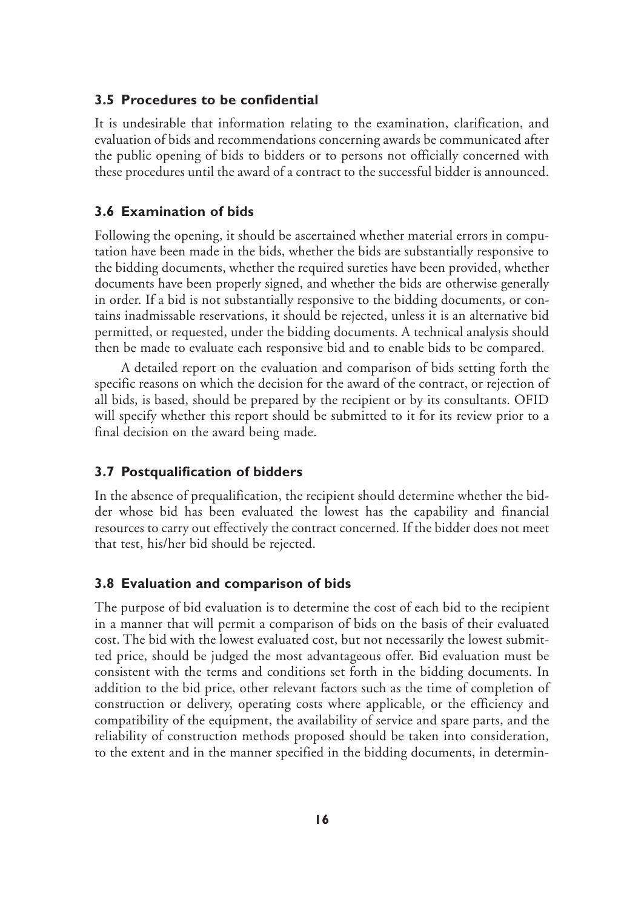### 3.5 Procedures to be confidential

It is undesirable that information relating to the examination, clarification, and evaluation of bids and recommendations concerning awards be communicated after the public opening of bids to bidders or to persons not officially concerned with these procedures until the award of a contract to the successful bidder is announced.

### 3.6 Examination of bids

Following the opening, it should be ascertained whether material errors in computation have been made in the bids, whether the bids are substantially responsive to the bidding documents, whether the required sureties have been provided, whether documents have been properly signed, and whether the bids are otherwise generally in order. If a bid is not substantially responsive to the bidding documents, or contains inadmissable reservations, it should be rejected, unless it is an alternative bid permitted, or requested, under the bidding documents. A technical analysis should then be made to evaluate each responsive bid and to enable bids to be compared.

A detailed report on the evaluation and comparison of bids setting forth the specific reasons on which the decision for the award of the contract, or rejection of all bids, is based, should be prepared by the recipient or by its consultants. OFID will specify whether this report should be submitted to it for its review prior to a final decision on the award being made.

### 3.7 Postqualification of bidders

In the absence of prequalification, the recipient should determine whether the bidder whose bid has been evaluated the lowest has the capability and financial resources to carry out effectively the contract concerned. If the bidder does not meet that test, his/her bid should be rejected.

### 3.8 Evaluation and comparison of bids

The purpose of bid evaluation is to determine the cost of each bid to the recipient in a manner that will permit a comparison of bids on the basis of their evaluated cost. The bid with the lowest evaluated cost, but not necessarily the lowest submitted price, should be judged the most advantageous offer. Bid evaluation must be consistent with the terms and conditions set forth in the bidding documents. In addition to the bid price, other relevant factors such as the time of completion of construction or delivery, operating costs where applicable, or the efficiency and compatibility of the equipment, the availability of service and spare parts, and the reliability of construction methods proposed should be taken into consideration, to the extent and in the manner specified in the bidding documents, in determin-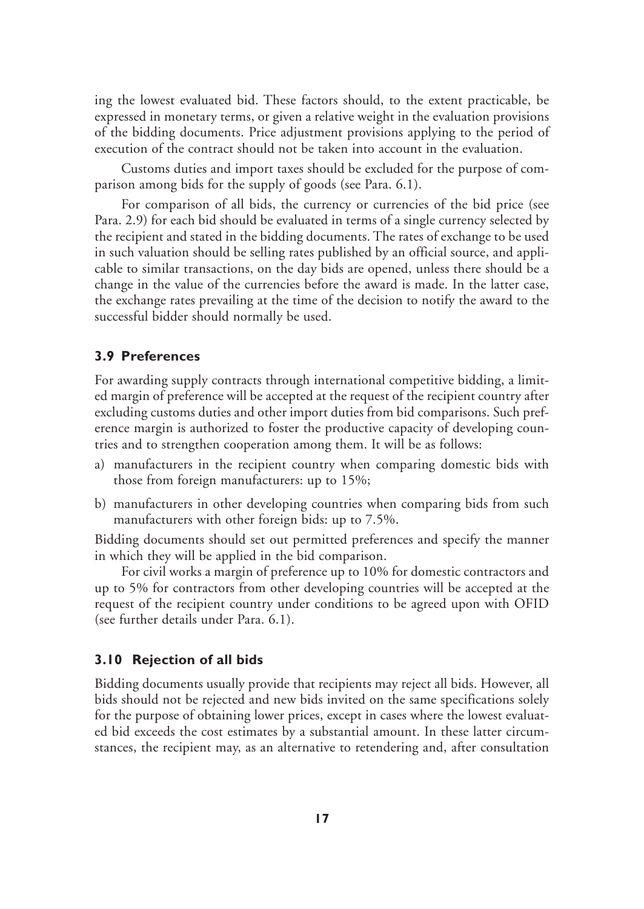ing the lowest evaluated bid. These factors should, to the extent practicable, be expressed in monetary terms, or given a relative weight in the evaluation provisions of the bidding documents. Price adjustment provisions applying to the period of execution of the contract should not be taken into account in the evaluation.

Customs duties and import taxes should be excluded for the purpose of comparison among bids for the supply of goods (see Para. 6.1).

For comparison of all bids, the currency or currencies of the bid price (see Para. 2.9) for each bid should be evaluated in terms of a single currency selected by the recipient and stated in the bidding documents. The rates of exchange to be used in such valuation should be selling rates published by an official source, and applicable to similar transactions, on the day bids are opened, unless there should be a change in the value of the currencies before the award is made. In the latter case, the exchange rates prevailing at the time of the decision to notify the award to the successful bidder should normally be used.

### 3.9 Preferences

For awarding supply contracts through international competitive bidding, a limited margin of preference will be accepted at the request of the recipient country after excluding customs duties and other import duties from bid comparisons. Such preference margin is authorized to foster the productive capacity of developing countries and to strengthen cooperation among them. It will be as follows:

a) manufacturers in the recipient country when comparing domestic bids with those from foreign manufacturers: up to 15%;

b) manufacturers in other developing countries when comparing bids from such manufacturers with other foreign bids: up to 7.5%.

Bidding documents should set out permitted preferences and specify the manner in which they will be applied in the bid comparison.

For civil works a margin of preference up to 10% for domestic contractors and up to 5% for contractors from other developing countries will be accepted at the request of the recipient country under conditions to be agreed upon with OFID (see further details under Para. 6.1).

### 3.10 Rejection of all bids

Bidding documents usually provide that recipients may reject all bids. However, all bids should not be rejected and new bids invited on the same specifications solely for the purpose of obtaining lower prices, except in cases where the lowest evaluated bid exceeds the cost estimates by a substantial amount. In these latter circumstances, the recipient may, as an alternative to retendering and, after consultation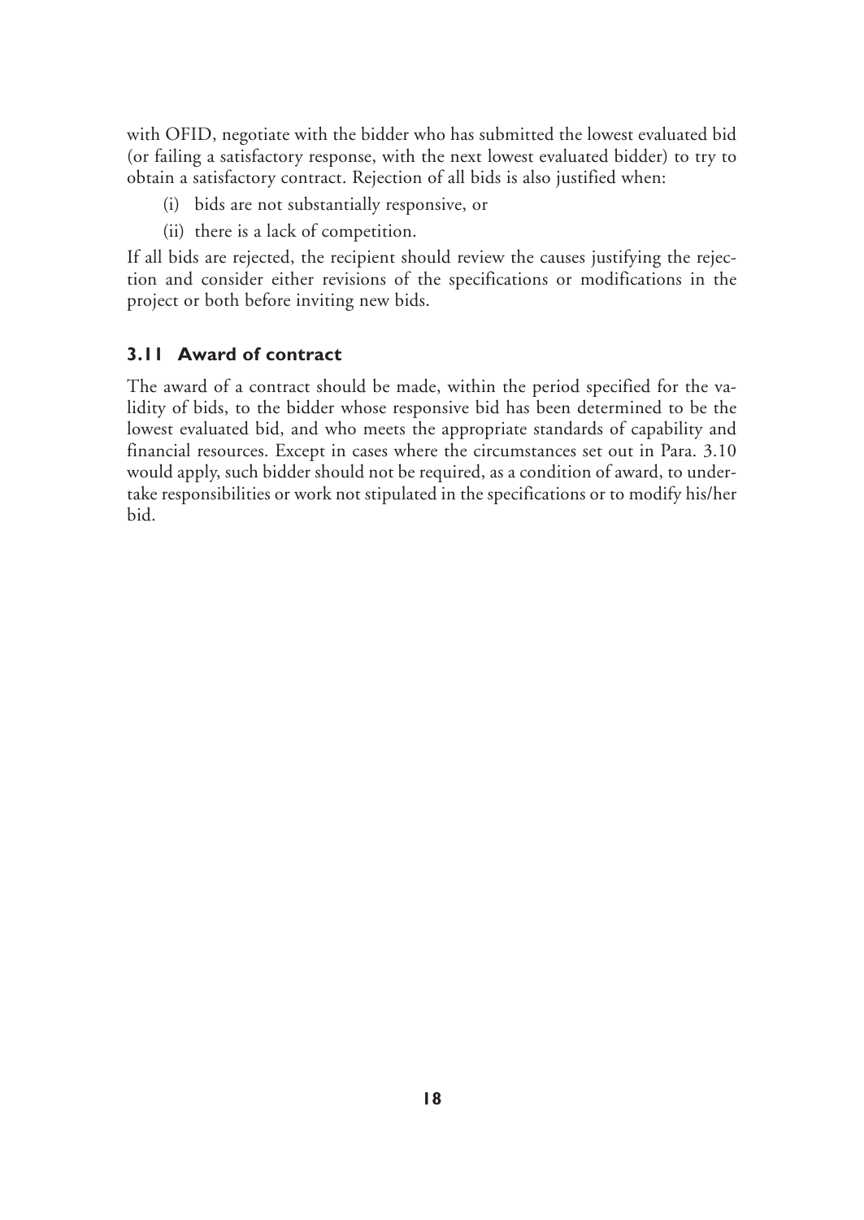with OFID, negotiate with the bidder who has submitted the lowest evaluated bid (or failing a satisfactory response, with the next lowest evaluated bidder) to try to obtain a satisfactory contract. Rejection of all bids is also justified when:

(i) bids are not substantially responsive, or

(ii) there is a lack of competition.

If all bids are rejected, the recipient should review the causes justifying the rejection and consider either revisions of the specifications or modifications in the project or both before inviting new bids.

### 3.11 Award of contract

The award of a contract should be made, within the period specified for the validity of bids, to the bidder whose responsive bid has been determined to be the lowest evaluated bid, and who meets the appropriate standards of capability and financial resources. Except in cases where the circumstances set out in Para. 3.10 would apply, such bidder should not be required, as a condition of award, to undertake responsibilities or work not stipulated in the specifications or to modify his/her bid.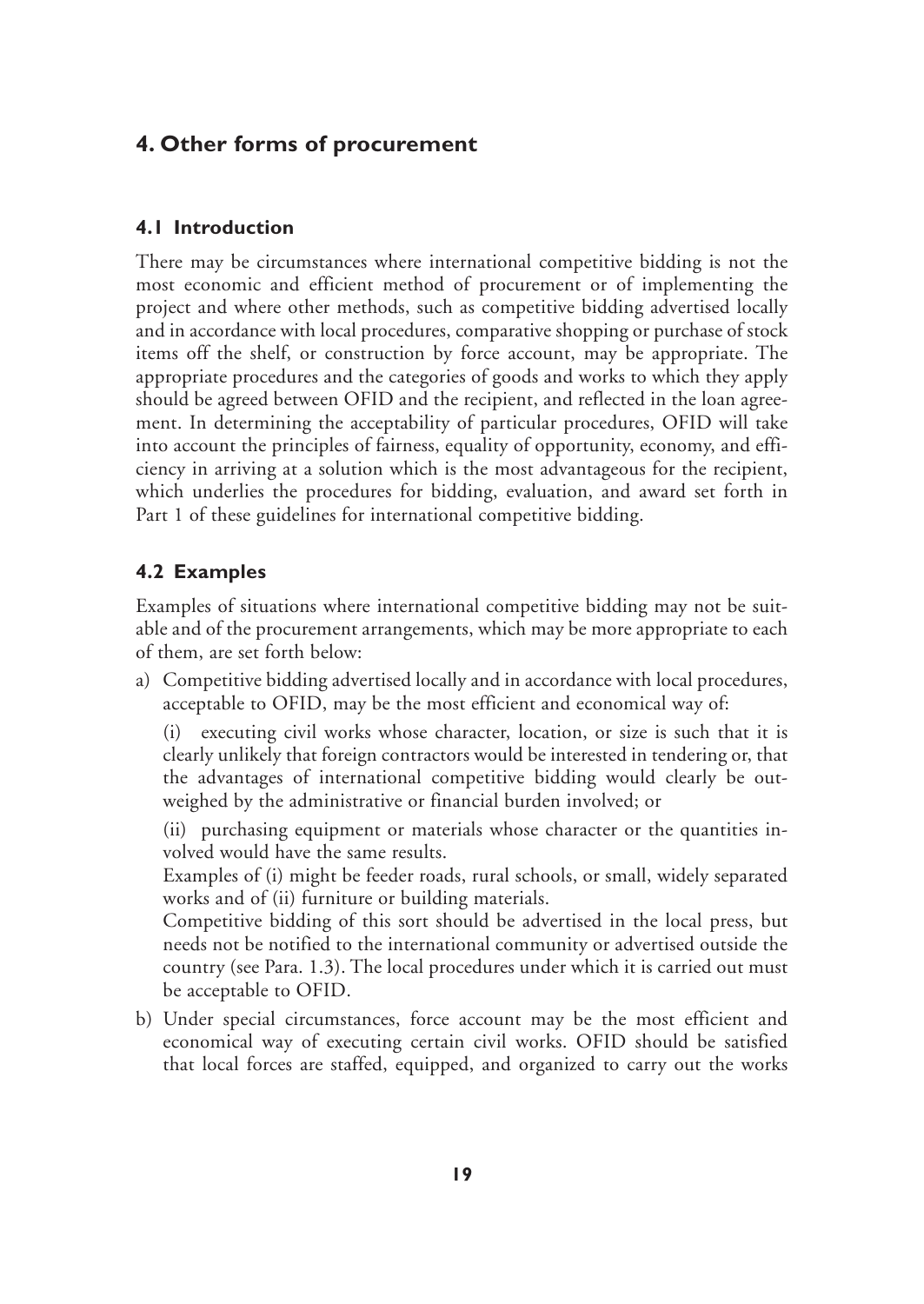## 4. Other forms of procurement

### 4.1 Introduction

There may be circumstances where international competitive bidding is not the most economic and efficient method of procurement or of implementing the project and where other methods, such as competitive bidding advertised locally and in accordance with local procedures, comparative shopping or purchase of stock items off the shelf, or construction by force account, may be appropriate. The appropriate procedures and the categories of goods and works to which they apply should be agreed between OFID and the recipient, and reflected in the loan agreement. In determining the acceptability of particular procedures, OFID will take into account the principles of fairness, equality of opportunity, economy, and efficiency in arriving at a solution which is the most advantageous for the recipient, which underlies the procedures for bidding, evaluation, and award set forth in Part 1 of these guidelines for international competitive bidding.

### 4.2 Examples

Examples of situations where international competitive bidding may not be suitable and of the procurement arrangements, which may be more appropriate to each of them, are set forth below:

a) Competitive bidding advertised locally and in accordance with local procedures, acceptable to OFID, may be the most efficient and economical way of:

   (i) executing civil works whose character, location, or size is such that it is clearly unlikely that foreign contractors would be interested in tendering or, that the advantages of international competitive bidding would clearly be outweighed by the administrative or financial burden involved; or

   (ii) purchasing equipment or materials whose character or the quantities involved would have the same results.

   Examples of (i) might be feeder roads, rural schools, or small, widely separated works and of (ii) furniture or building materials.

   Competitive bidding of this sort should be advertised in the local press, but needs not be notified to the international community or advertised outside the country (see Para. 1.3). The local procedures under which it is carried out must be acceptable to OFID.

b) Under special circumstances, force account may be the most efficient and economical way of executing certain civil works. OFID should be satisfied that local forces are staffed, equipped, and organized to carry out the works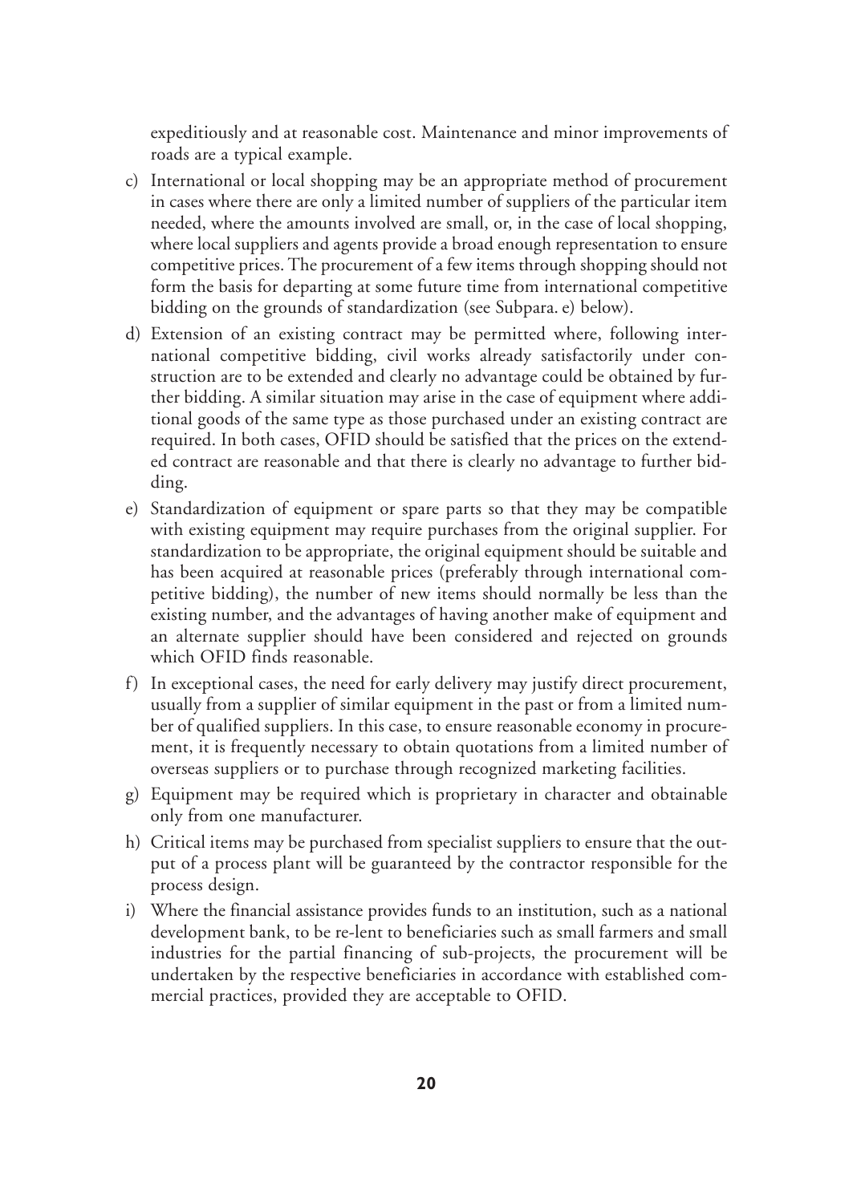expeditiously and at reasonable cost. Maintenance and minor improvements of roads are a typical example.

c) International or local shopping may be an appropriate method of procurement in cases where there are only a limited number of suppliers of the particular item needed, where the amounts involved are small, or, in the case of local shopping, where local suppliers and agents provide a broad enough representation to ensure competitive prices. The procurement of a few items through shopping should not form the basis for departing at some future time from international competitive bidding on the grounds of standardization (see Subpara. e) below).

d) Extension of an existing contract may be permitted where, following international competitive bidding, civil works already satisfactorily under construction are to be extended and clearly no advantage could be obtained by further bidding. A similar situation may arise in the case of equipment where additional goods of the same type as those purchased under an existing contract are required. In both cases, OFID should be satisfied that the prices on the extended contract are reasonable and that there is clearly no advantage to further bidding.

e) Standardization of equipment or spare parts so that they may be compatible with existing equipment may require purchases from the original supplier. For standardization to be appropriate, the original equipment should be suitable and has been acquired at reasonable prices (preferably through international competitive bidding), the number of new items should normally be less than the existing number, and the advantages of having another make of equipment and an alternate supplier should have been considered and rejected on grounds which OFID finds reasonable.

f) In exceptional cases, the need for early delivery may justify direct procurement, usually from a supplier of similar equipment in the past or from a limited number of qualified suppliers. In this case, to ensure reasonable economy in procurement, it is frequently necessary to obtain quotations from a limited number of overseas suppliers or to purchase through recognized marketing facilities.

g) Equipment may be required which is proprietary in character and obtainable only from one manufacturer.

h) Critical items may be purchased from specialist suppliers to ensure that the output of a process plant will be guaranteed by the contractor responsible for the process design.

i) Where the financial assistance provides funds to an institution, such as a national development bank, to be re-lent to beneficiaries such as small farmers and small industries for the partial financing of sub-projects, the procurement will be undertaken by the respective beneficiaries in accordance with established commercial practices, provided they are acceptable to OFID.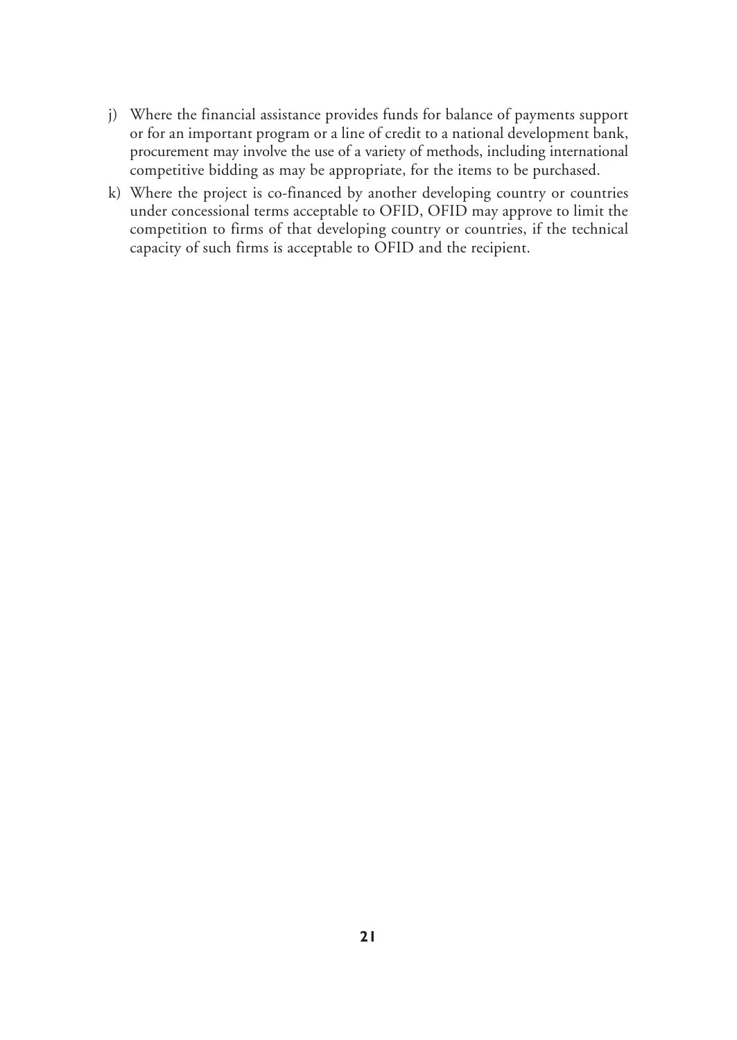j) Where the financial assistance provides funds for balance of payments support or for an important program or a line of credit to a national development bank, procurement may involve the use of a variety of methods, including international competitive bidding as may be appropriate, for the items to be purchased.

k) Where the project is co-financed by another developing country or countries under concessional terms acceptable to OFID, OFID may approve to limit the competition to firms of that developing country or countries, if the technical capacity of such firms is acceptable to OFID and the recipient.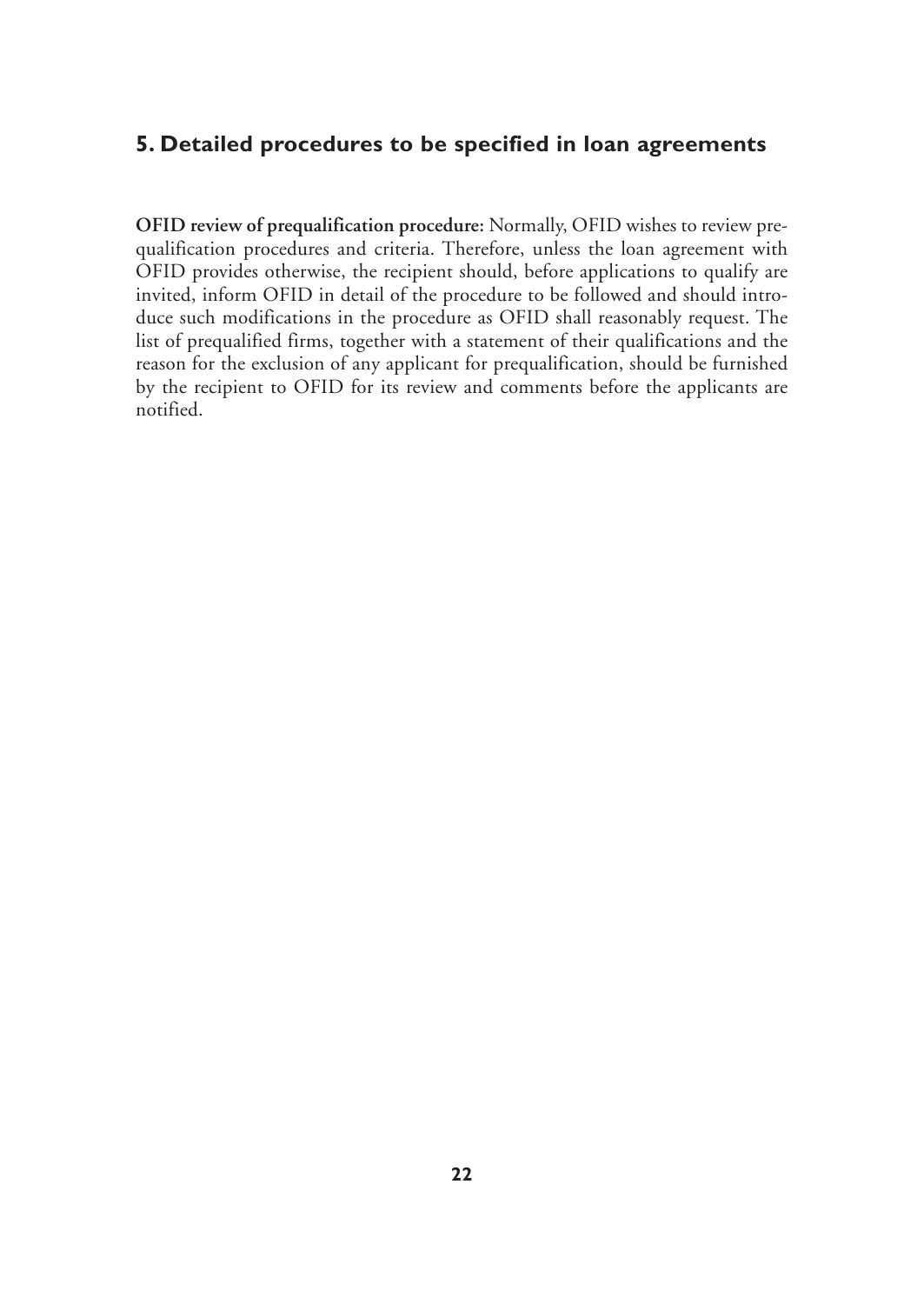## 5. Detailed procedures to be specified in loan agreements

**OFID review of prequalification procedure:** Normally, OFID wishes to review prequalification procedures and criteria. Therefore, unless the loan agreement with OFID provides otherwise, the recipient should, before applications to qualify are invited, inform OFID in detail of the procedure to be followed and should introduce such modifications in the procedure as OFID shall reasonably request. The list of prequalified firms, together with a statement of their qualifications and the reason for the exclusion of any applicant for prequalification, should be furnished by the recipient to OFID for its review and comments before the applicants are notified.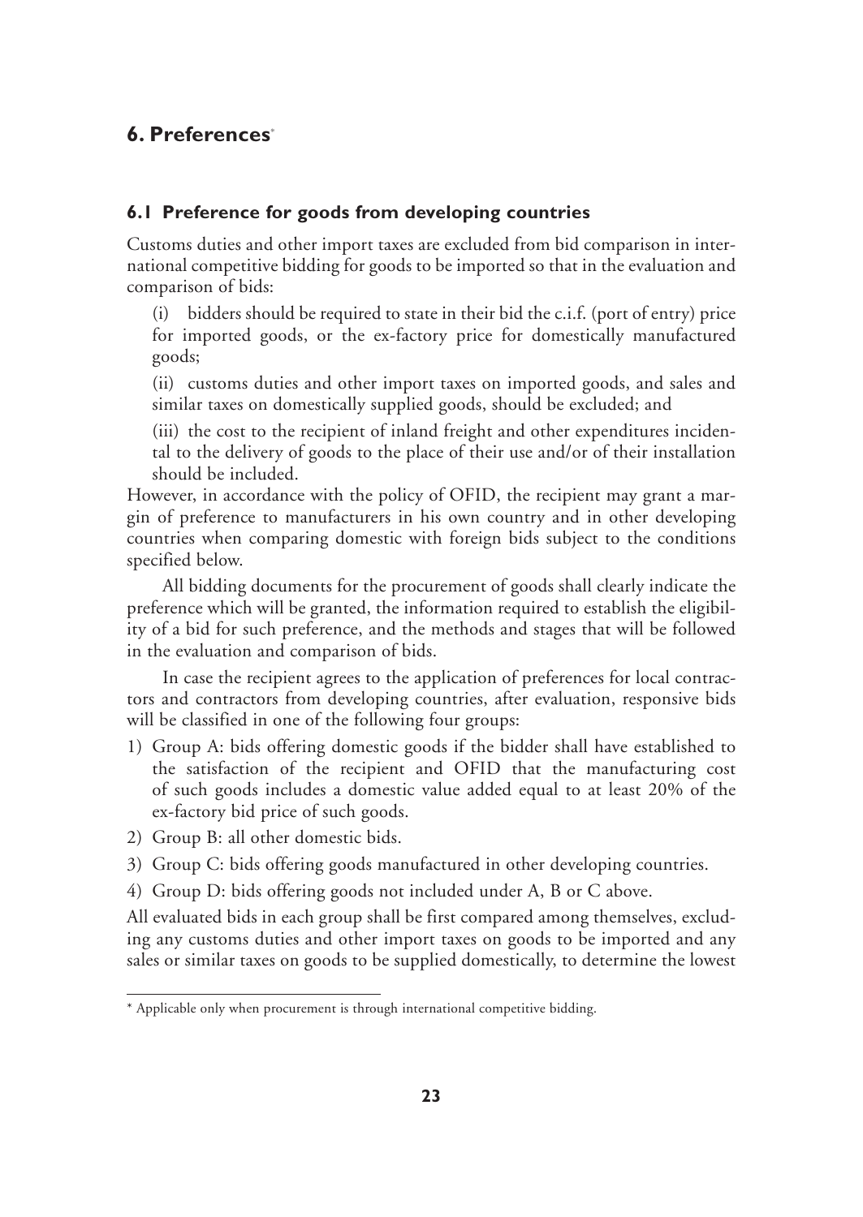## 6. Preferences*

### 6.1 Preference for goods from developing countries

Customs duties and other import taxes are excluded from bid comparison in international competitive bidding for goods to be imported so that in the evaluation and comparison of bids:

(i) bidders should be required to state in their bid the c.i.f. (port of entry) price for imported goods, or the ex-factory price for domestically manufactured goods;

(ii) customs duties and other import taxes on imported goods, and sales and similar taxes on domestically supplied goods, should be excluded; and

(iii) the cost to the recipient of inland freight and other expenditures incidental to the delivery of goods to the place of their use and/or of their installation should be included.

However, in accordance with the policy of OFID, the recipient may grant a margin of preference to manufacturers in his own country and in other developing countries when comparing domestic with foreign bids subject to the conditions specified below.

All bidding documents for the procurement of goods shall clearly indicate the preference which will be granted, the information required to establish the eligibility of a bid for such preference, and the methods and stages that will be followed in the evaluation and comparison of bids.

In case the recipient agrees to the application of preferences for local contractors and contractors from developing countries, after evaluation, responsive bids will be classified in one of the following four groups:

1) Group A: bids offering domestic goods if the bidder shall have established to the satisfaction of the recipient and OFID that the manufacturing cost of such goods includes a domestic value added equal to at least 20% of the ex-factory bid price of such goods.
2) Group B: all other domestic bids.
3) Group C: bids offering goods manufactured in other developing countries.
4) Group D: bids offering goods not included under A, B or C above.

All evaluated bids in each group shall be first compared among themselves, excluding any customs duties and other import taxes on goods to be imported and any sales or similar taxes on goods to be supplied domestically, to determine the lowest

---

* Applicable only when procurement is through international competitive bidding.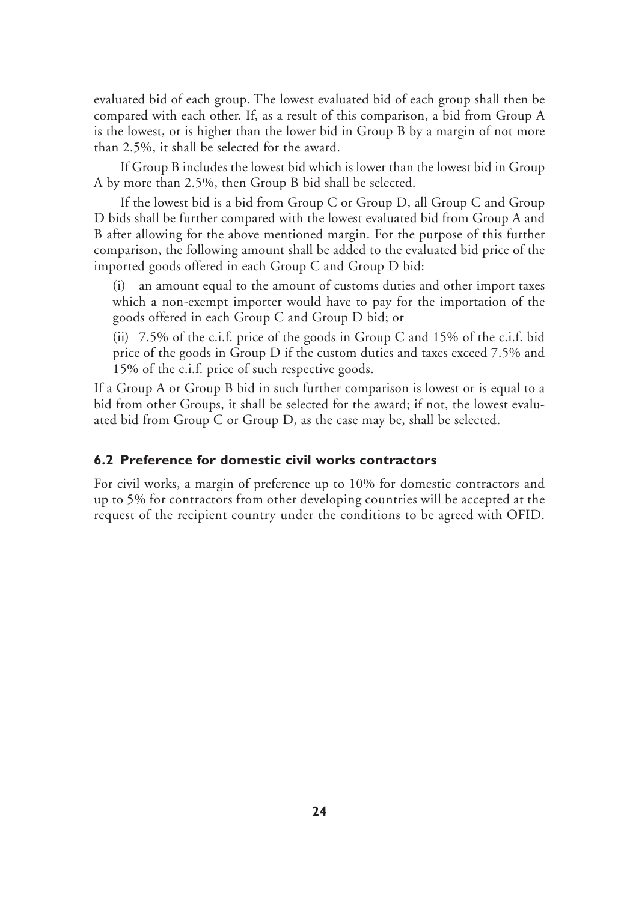evaluated bid of each group. The lowest evaluated bid of each group shall then be compared with each other. If, as a result of this comparison, a bid from Group A is the lowest, or is higher than the lower bid in Group B by a margin of not more than 2.5%, it shall be selected for the award.

If Group B includes the lowest bid which is lower than the lowest bid in Group A by more than 2.5%, then Group B bid shall be selected.

If the lowest bid is a bid from Group C or Group D, all Group C and Group D bids shall be further compared with the lowest evaluated bid from Group A and B after allowing for the above mentioned margin. For the purpose of this further comparison, the following amount shall be added to the evaluated bid price of the imported goods offered in each Group C and Group D bid:

(i) an amount equal to the amount of customs duties and other import taxes which a non-exempt importer would have to pay for the importation of the goods offered in each Group C and Group D bid; or

(ii) 7.5% of the c.i.f. price of the goods in Group C and 15% of the c.i.f. bid price of the goods in Group D if the custom duties and taxes exceed 7.5% and 15% of the c.i.f. price of such respective goods.

If a Group A or Group B bid in such further comparison is lowest or is equal to a bid from other Groups, it shall be selected for the award; if not, the lowest evaluated bid from Group C or Group D, as the case may be, shall be selected.

### 6.2 Preference for domestic civil works contractors

For civil works, a margin of preference up to 10% for domestic contractors and up to 5% for contractors from other developing countries will be accepted at the request of the recipient country under the conditions to be agreed with OFID.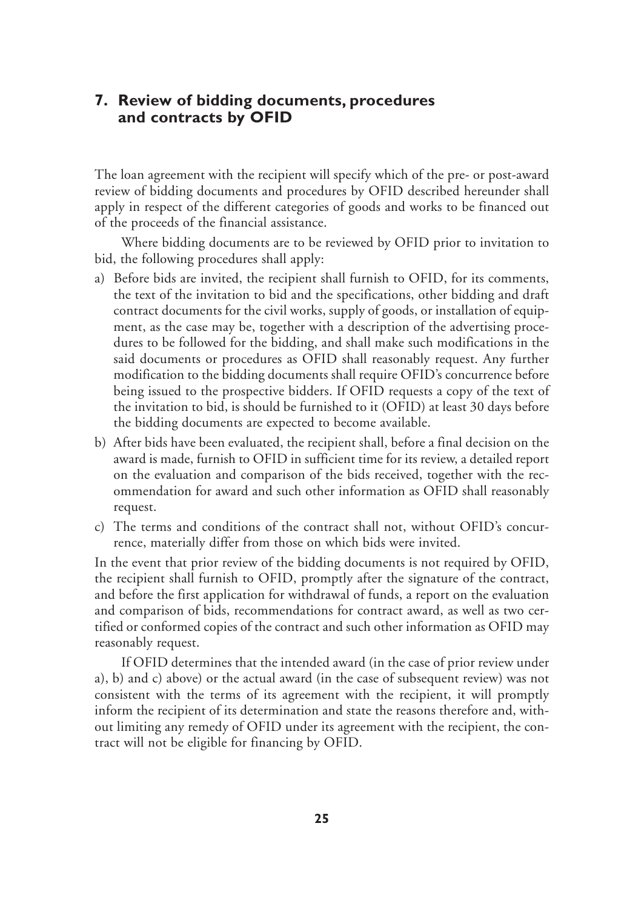## 7. Review of bidding documents, procedures and contracts by OFID

The loan agreement with the recipient will specify which of the pre- or post-award review of bidding documents and procedures by OFID described hereunder shall apply in respect of the different categories of goods and works to be financed out of the proceeds of the financial assistance.

Where bidding documents are to be reviewed by OFID prior to invitation to bid, the following procedures shall apply:

a) Before bids are invited, the recipient shall furnish to OFID, for its comments, the text of the invitation to bid and the specifications, other bidding and draft contract documents for the civil works, supply of goods, or installation of equipment, as the case may be, together with a description of the advertising procedures to be followed for the bidding, and shall make such modifications in the said documents or procedures as OFID shall reasonably request. Any further modification to the bidding documents shall require OFID's concurrence before being issued to the prospective bidders. If OFID requests a copy of the text of the invitation to bid, is should be furnished to it (OFID) at least 30 days before the bidding documents are expected to become available.
b) After bids have been evaluated, the recipient shall, before a final decision on the award is made, furnish to OFID in sufficient time for its review, a detailed report on the evaluation and comparison of the bids received, together with the recommendation for award and such other information as OFID shall reasonably request.
c) The terms and conditions of the contract shall not, without OFID's concurrence, materially differ from those on which bids were invited.

In the event that prior review of the bidding documents is not required by OFID, the recipient shall furnish to OFID, promptly after the signature of the contract, and before the first application for withdrawal of funds, a report on the evaluation and comparison of bids, recommendations for contract award, as well as two certified or conformed copies of the contract and such other information as OFID may reasonably request.

If OFID determines that the intended award (in the case of prior review under a), b) and c) above) or the actual award (in the case of subsequent review) was not consistent with the terms of its agreement with the recipient, it will promptly inform the recipient of its determination and state the reasons therefore and, without limiting any remedy of OFID under its agreement with the recipient, the contract will not be eligible for financing by OFID.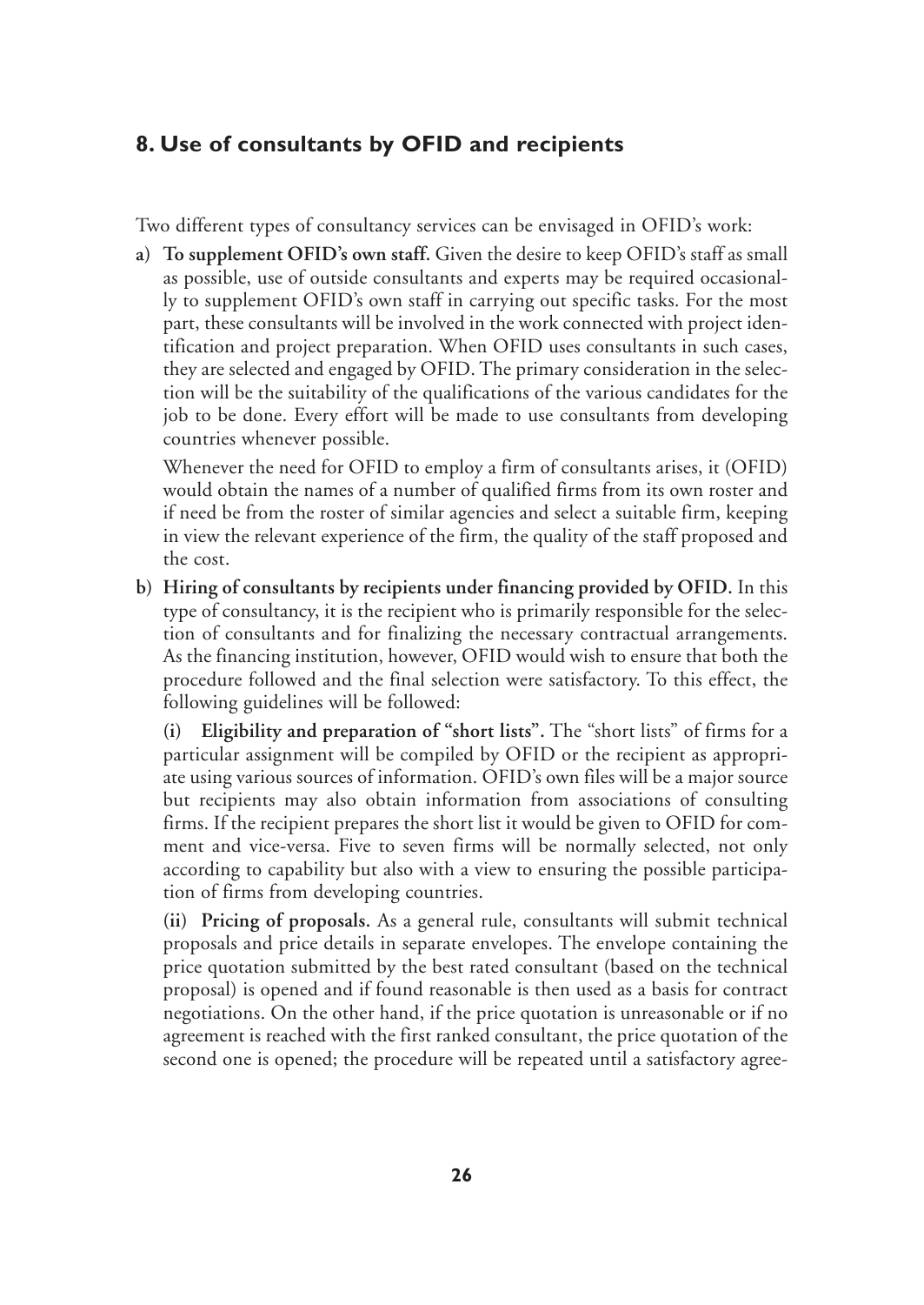## 8. Use of consultants by OFID and recipients

Two different types of consultancy services can be envisaged in OFID's work:

a) **To supplement OFID's own staff.** Given the desire to keep OFID's staff as small as possible, use of outside consultants and experts may be required occasionally to supplement OFID's own staff in carrying out specific tasks. For the most part, these consultants will be involved in the work connected with project identification and project preparation. When OFID uses consultants in such cases, they are selected and engaged by OFID. The primary consideration in the selection will be the suitability of the qualifications of the various candidates for the job to be done. Every effort will be made to use consultants from developing countries whenever possible.

   Whenever the need for OFID to employ a firm of consultants arises, it (OFID) would obtain the names of a number of qualified firms from its own roster and if need be from the roster of similar agencies and select a suitable firm, keeping in view the relevant experience of the firm, the quality of the staff proposed and the cost.

b) **Hiring of consultants by recipients under financing provided by OFID.** In this type of consultancy, it is the recipient who is primarily responsible for the selection of consultants and for finalizing the necessary contractual arrangements. As the financing institution, however, OFID would wish to ensure that both the procedure followed and the final selection were satisfactory. To this effect, the following guidelines will be followed:

   **(i) Eligibility and preparation of "short lists".** The "short lists" of firms for a particular assignment will be compiled by OFID or the recipient as appropriate using various sources of information. OFID's own files will be a major source but recipients may also obtain information from associations of consulting firms. If the recipient prepares the short list it would be given to OFID for comment and vice-versa. Five to seven firms will be normally selected, not only according to capability but also with a view to ensuring the possible participation of firms from developing countries.

   **(ii) Pricing of proposals.** As a general rule, consultants will submit technical proposals and price details in separate envelopes. The envelope containing the price quotation submitted by the best rated consultant (based on the technical proposal) is opened and if found reasonable is then used as a basis for contract negotiations. On the other hand, if the price quotation is unreasonable or if no agreement is reached with the first ranked consultant, the price quotation of the second one is opened; the procedure will be repeated until a satisfactory agree-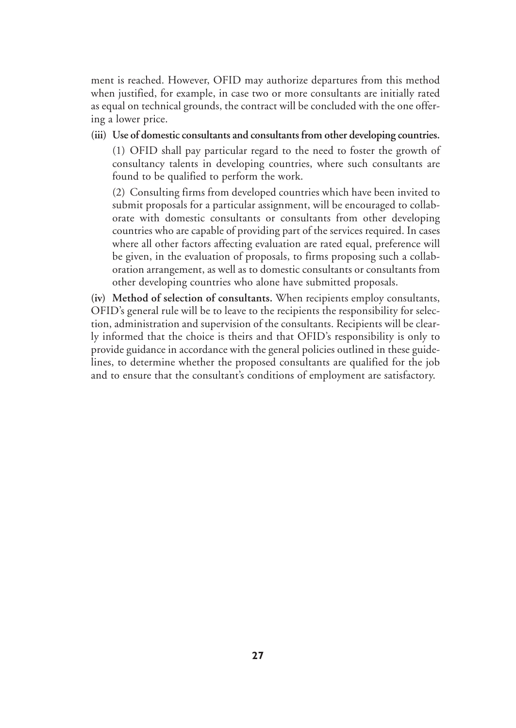ment is reached. However, OFID may authorize departures from this method when justified, for example, in case two or more consultants are initially rated as equal on technical grounds, the contract will be concluded with the one offering a lower price.

**(iii) Use of domestic consultants and consultants from other developing countries.**

(1) OFID shall pay particular regard to the need to foster the growth of consultancy talents in developing countries, where such consultants are found to be qualified to perform the work.

(2) Consulting firms from developed countries which have been invited to submit proposals for a particular assignment, will be encouraged to collaborate with domestic consultants or consultants from other developing countries who are capable of providing part of the services required. In cases where all other factors affecting evaluation are rated equal, preference will be given, in the evaluation of proposals, to firms proposing such a collaboration arrangement, as well as to domestic consultants or consultants from other developing countries who alone have submitted proposals.

**(iv) Method of selection of consultants.** When recipients employ consultants, OFID's general rule will be to leave to the recipients the responsibility for selection, administration and supervision of the consultants. Recipients will be clearly informed that the choice is theirs and that OFID's responsibility is only to provide guidance in accordance with the general policies outlined in these guidelines, to determine whether the proposed consultants are qualified for the job and to ensure that the consultant's conditions of employment are satisfactory.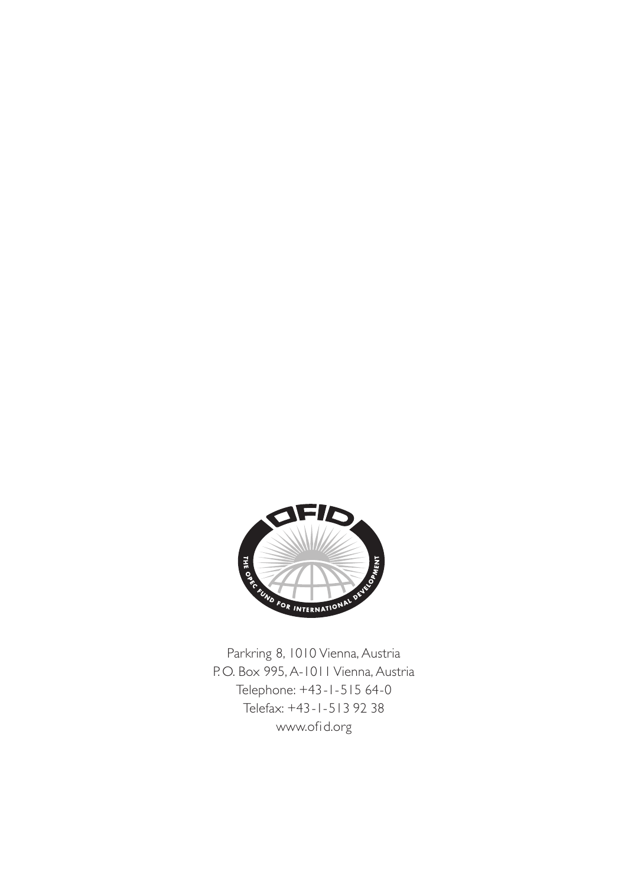Parkring 8, 1010 Vienna, Austria
P.O. Box 995, A-1011 Vienna, Austria
Telephone: +43-1-515 64-0
Telefax: +43-1-513 92 38
www.ofid.org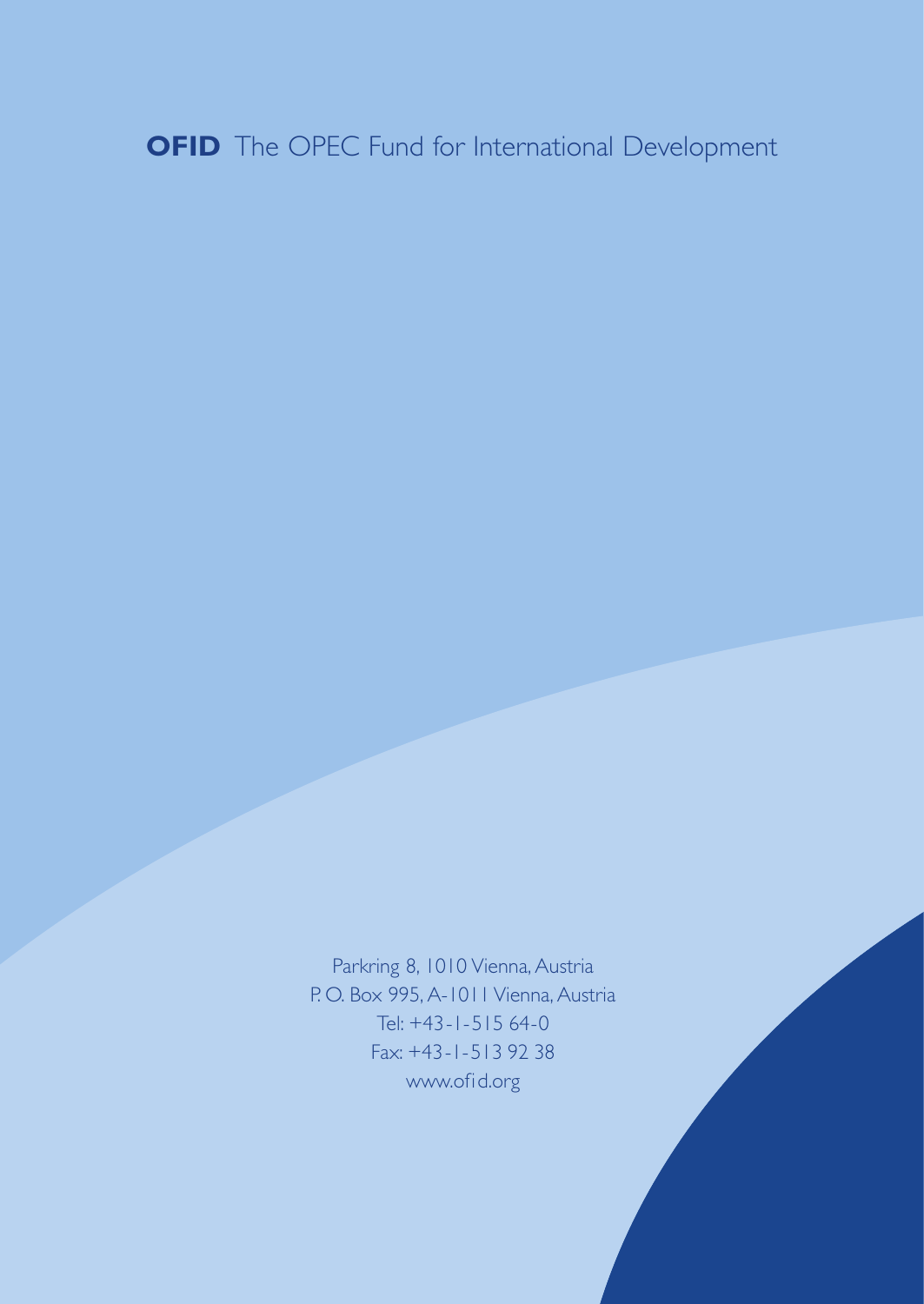**OFID** The OPEC Fund for International Development

Parkring 8, 1010 Vienna, Austria
P. O. Box 995, A-1011 Vienna, Austria
Tel: +43-1-515 64-0
Fax: +43-1-513 92 38
www.ofid.org